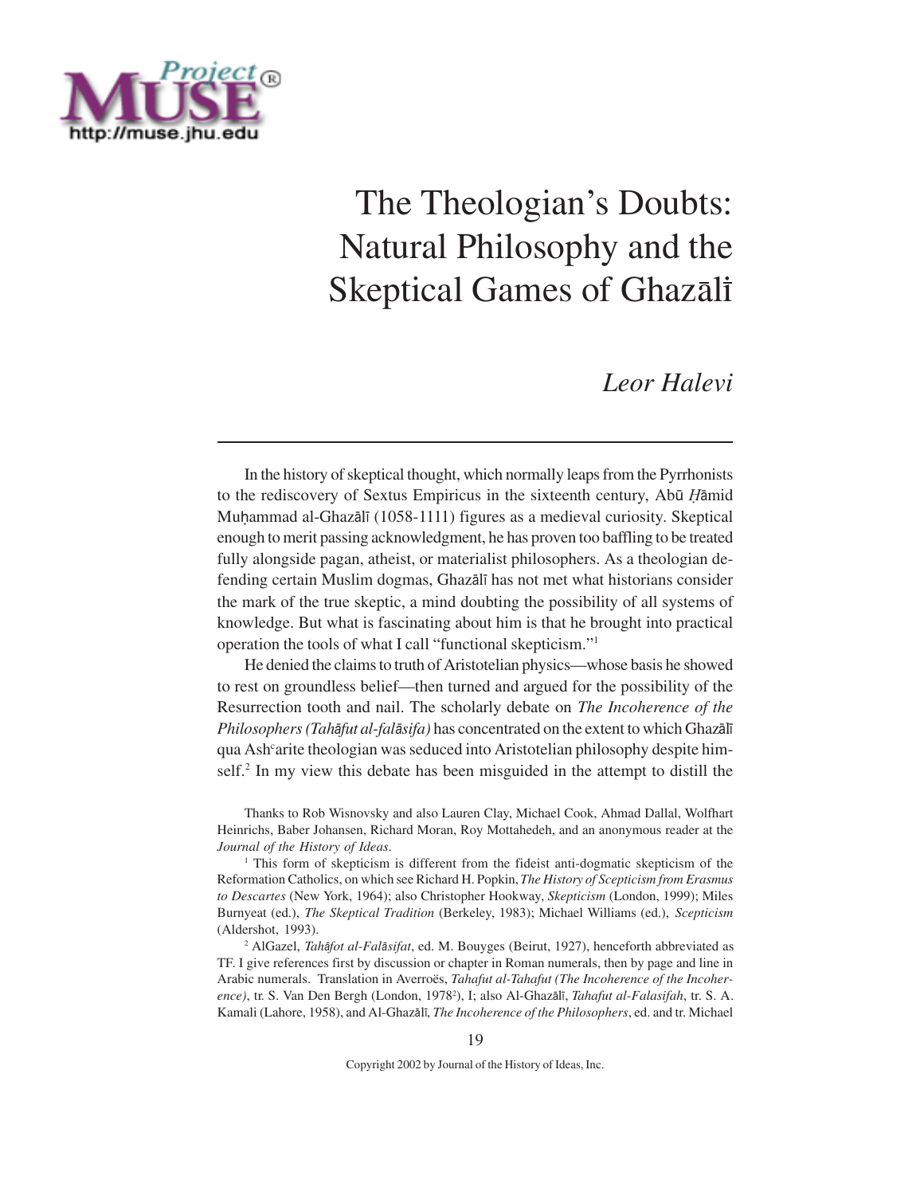# The Theologian's Doubts: Natural Philosophy and the Skeptical Games of Ghazālī

*Leor Halevi*

In the history of skeptical thought, which normally leaps from the Pyrrhonists to the rediscovery of Sextus Empiricus in the sixteenth century, Abū Ḥāmid Muḥammad al-Ghazālī (1058-1111) figures as a medieval curiosity. Skeptical enough to merit passing acknowledgment, he has proven too baffling to be treated fully alongside pagan, atheist, or materialist philosophers. As a theologian defending certain Muslim dogmas, Ghazālī has not met what historians consider the mark of the true skeptic, a mind doubting the possibility of all systems of knowledge. But what is fascinating about him is that he brought into practical operation the tools of what I call "functional skepticism."[1]

He denied the claims to truth of Aristotelian physics—whose basis he showed to rest on groundless belief—then turned and argued for the possibility of the Resurrection tooth and nail. The scholarly debate on *The Incoherence of the Philosophers (Tahāfut al-falāsifa)* has concentrated on the extent to which Ghazālī qua Ashʿarite theologian was seduced into Aristotelian philosophy despite himself.[2] In my view this debate has been misguided in the attempt to distill the

Thanks to Rob Wisnovsky and also Lauren Clay, Michael Cook, Ahmad Dallal, Wolfhart Heinrichs, Baber Johansen, Richard Moran, Roy Mottahedeh, and an anonymous reader at the *Journal of the History of Ideas*.

[1] This form of skepticism is different from the fideist anti-dogmatic skepticism of the Reformation Catholics, on which see Richard H. Popkin, *The History of Scepticism from Erasmus to Descartes* (New York, 1964); also Christopher Hookway, *Skepticism* (London, 1999); Miles Burnyeat (ed.), *The Skeptical Tradition* (Berkeley, 1983); Michael Williams (ed.), *Scepticism* (Aldershot, 1993).

[2] AlGazel, *Tahāfot al-Falāsifat*, ed. M. Bouyges (Beirut, 1927), henceforth abbreviated as TF. I give references first by discussion or chapter in Roman numerals, then by page and line in Arabic numerals. Translation in Averroës, *Tahafut al-Tahafut (The Incoherence of the Incoherence)*, tr. S. Van Den Bergh (London, 1978[2]), I; also Al-Ghazālī, *Tahafut al-Falasifah*, tr. S. A. Kamali (Lahore, 1958), and Al-Ghazālī, *The Incoherence of the Philosophers*, ed. and tr. Michael

Copyright 2002 by Journal of the History of Ideas, Inc.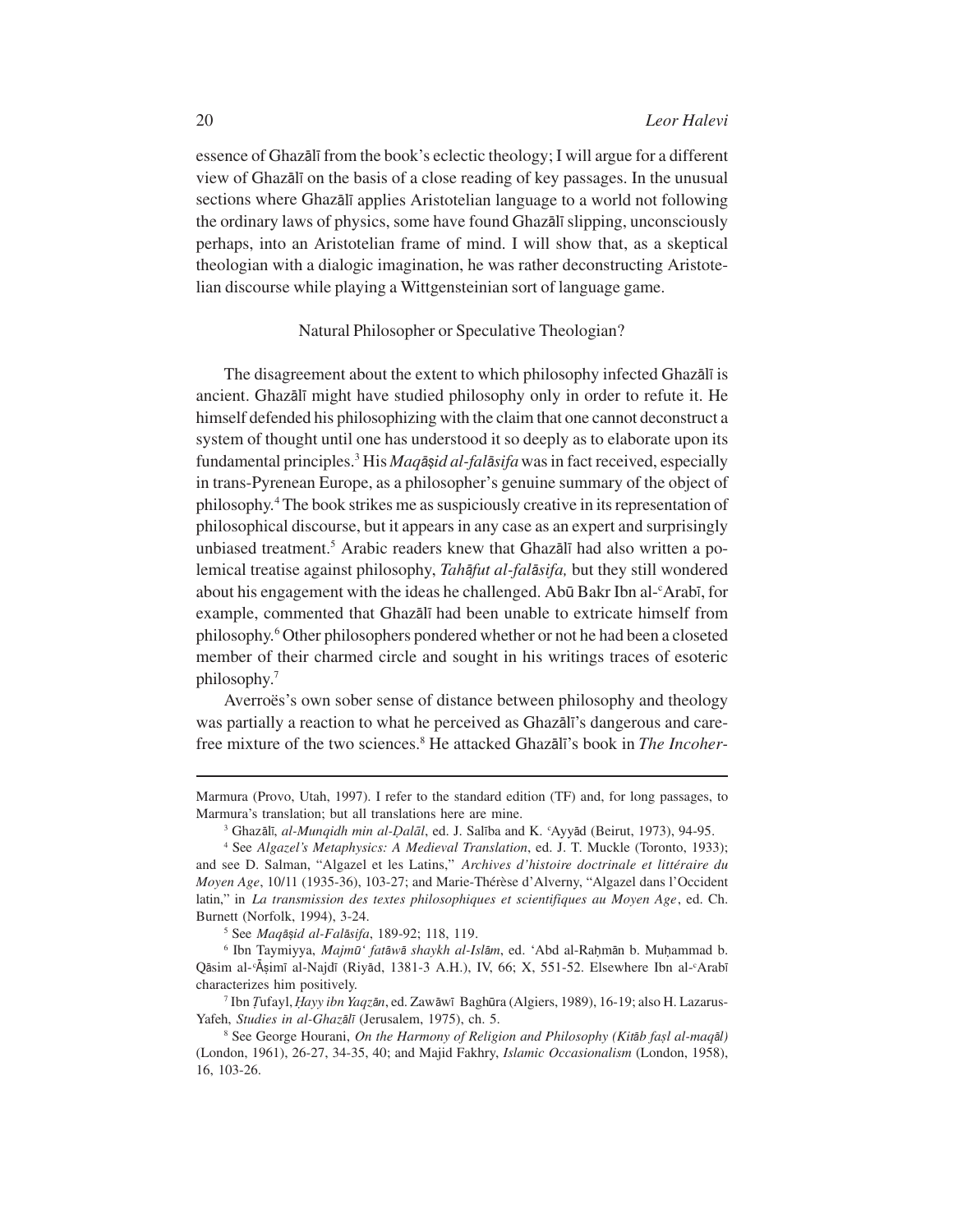essence of Ghazālī from the book's eclectic theology; I will argue for a different view of Ghazālī on the basis of a close reading of key passages. In the unusual sections where Ghazālī applies Aristotelian language to a world not following the ordinary laws of physics, some have found Ghazālī slipping, unconsciously perhaps, into an Aristotelian frame of mind. I will show that, as a skeptical theologian with a dialogic imagination, he was rather deconstructing Aristotelian discourse while playing a Wittgensteinian sort of language game.

## Natural Philosopher or Speculative Theologian?

The disagreement about the extent to which philosophy infected Ghazālī is ancient. Ghazālī might have studied philosophy only in order to refute it. He himself defended his philosophizing with the claim that one cannot deconstruct a system of thought until one has understood it so deeply as to elaborate upon its fundamental principles.[3] His *Maqāṣid al-falāsifa* was in fact received, especially in trans-Pyrenean Europe, as a philosopher's genuine summary of the object of philosophy.[4] The book strikes me as suspiciously creative in its representation of philosophical discourse, but it appears in any case as an expert and surprisingly unbiased treatment.[5] Arabic readers knew that Ghazālī had also written a polemical treatise against philosophy, *Tahāfut al-falāsifa,* but they still wondered about his engagement with the ideas he challenged. Abū Bakr Ibn al-ᶜArabī, for example, commented that Ghazālī had been unable to extricate himself from philosophy.[6] Other philosophers pondered whether or not he had been a closeted member of their charmed circle and sought in his writings traces of esoteric philosophy.[7]

Averroës's own sober sense of distance between philosophy and theology was partially a reaction to what he perceived as Ghazālī's dangerous and carefree mixture of the two sciences.[8] He attacked Ghazālī's book in *The Incoher-*

---

Marmura (Provo, Utah, 1997). I refer to the standard edition (TF) and, for long passages, to Marmura's translation; but all translations here are mine.

[3] Ghazālī, *al-Munqidh min al-Ḍalāl*, ed. J. Salība and K. ᶜAyyād (Beirut, 1973), 94-95.

[4] See *Algazel's Metaphysics: A Medieval Translation*, ed. J. T. Muckle (Toronto, 1933); and see D. Salman, "Algazel et les Latins," *Archives d'histoire doctrinale et littéraire du Moyen Age*, 10/11 (1935-36), 103-27; and Marie-Thérèse d'Alverny, "Algazel dans l'Occident latin," in *La transmission des textes philosophiques et scientifiques au Moyen Age*, ed. Ch. Burnett (Norfolk, 1994), 3-24.

[5] See *Maqāṣid al-Falāsifa*, 189-92; 118, 119.

[6] Ibn Taymiyya, *Majmūʿ fatāwā shaykh al-Islām*, ed. ʿAbd al-Raḥmān b. Muḥammad b. Qāsim al-ᶜĀṣimī al-Najdī (Riyād, 1381-3 A.H.), IV, 66; X, 551-52. Elsewhere Ibn al-ᶜArabī characterizes him positively.

[7] Ibn Ṭufayl, *Ḥayy ibn Yaqẓān*, ed. Zawāwī Baghūra (Algiers, 1989), 16-19; also H. Lazarus-Yafeh, *Studies in al-Ghazālī* (Jerusalem, 1975), ch. 5.

[8] See George Hourani, *On the Harmony of Religion and Philosophy (Kitāb faṣl al-maqāl)* (London, 1961), 26-27, 34-35, 40; and Majid Fakhry, *Islamic Occasionalism* (London, 1958), 16, 103-26.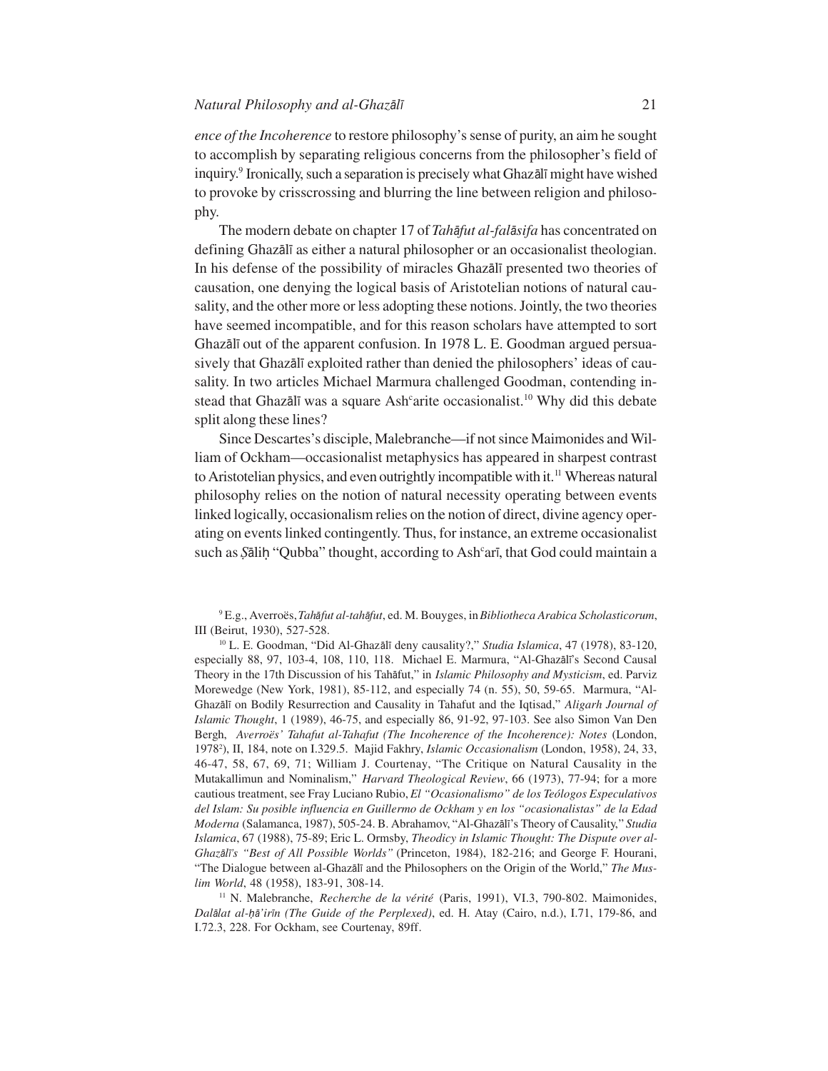*ence of the Incoherence* to restore philosophy's sense of purity, an aim he sought to accomplish by separating religious concerns from the philosopher's field of inquiry.[9] Ironically, such a separation is precisely what Ghazālī might have wished to provoke by crisscrossing and blurring the line between religion and philosophy.

The modern debate on chapter 17 of *Tahāfut al-falāsifa* has concentrated on defining Ghazālī as either a natural philosopher or an occasionalist theologian. In his defense of the possibility of miracles Ghazālī presented two theories of causation, one denying the logical basis of Aristotelian notions of natural causality, and the other more or less adopting these notions. Jointly, the two theories have seemed incompatible, and for this reason scholars have attempted to sort Ghazālī out of the apparent confusion. In 1978 L. E. Goodman argued persuasively that Ghazālī exploited rather than denied the philosophers' ideas of causality. In two articles Michael Marmura challenged Goodman, contending instead that Ghazālī was a square Ashᶜarite occasionalist.[10] Why did this debate split along these lines?

Since Descartes's disciple, Malebranche—if not since Maimonides and William of Ockham—occasionalist metaphysics has appeared in sharpest contrast to Aristotelian physics, and even outrightly incompatible with it.[11] Whereas natural philosophy relies on the notion of natural necessity operating between events linked logically, occasionalism relies on the notion of direct, divine agency operating on events linked contingently. Thus, for instance, an extreme occasionalist such as Ṣāliḥ "Qubba" thought, according to Ashᶜarī, that God could maintain a

[9] E.g., Averroës, *Tahāfut al-tahāfut*, ed. M. Bouyges, in *Bibliotheca Arabica Scholasticorum*, III (Beirut, 1930), 527-528.

[10] L. E. Goodman, "Did Al-Ghazālī deny causality?," *Studia Islamica*, 47 (1978), 83-120, especially 88, 97, 103-4, 108, 110, 118. Michael E. Marmura, "Al-Ghazālī's Second Causal Theory in the 17th Discussion of his Tahāfut," in *Islamic Philosophy and Mysticism*, ed. Parviz Morewedge (New York, 1981), 85-112, and especially 74 (n. 55), 50, 59-65. Marmura, "Al-Ghazālī on Bodily Resurrection and Causality in Tahafut and the Iqtisad," *Aligarh Journal of Islamic Thought*, 1 (1989), 46-75, and especially 86, 91-92, 97-103. See also Simon Van Den Bergh, *Averroës' Tahafut al-Tahafut (The Incoherence of the Incoherence): Notes* (London, 1978²), II, 184, note on I.329.5. Majid Fakhry, *Islamic Occasionalism* (London, 1958), 24, 33, 46-47, 58, 67, 69, 71; William J. Courtenay, "The Critique on Natural Causality in the Mutakallimun and Nominalism," *Harvard Theological Review*, 66 (1973), 77-94; for a more cautious treatment, see Fray Luciano Rubio, *El "Ocasionalismo" de los Teólogos Especulativos del Islam: Su posible influencia en Guillermo de Ockham y en los "ocasionalistas" de la Edad Moderna* (Salamanca, 1987), 505-24. B. Abrahamov, "Al-Ghazālī's Theory of Causality," *Studia Islamica*, 67 (1988), 75-89; Eric L. Ormsby, *Theodicy in Islamic Thought: The Dispute over al-Ghazālī's "Best of All Possible Worlds"* (Princeton, 1984), 182-216; and George F. Hourani, "The Dialogue between al-Ghazālī and the Philosophers on the Origin of the World," *The Muslim World*, 48 (1958), 183-91, 308-14.

[11] N. Malebranche, *Recherche de la vérité* (Paris, 1991), VI.3, 790-802. Maimonides, *Dalālat al-ḥā'irīn (The Guide of the Perplexed)*, ed. H. Atay (Cairo, n.d.), I.71, 179-86, and I.72.3, 228. For Ockham, see Courtenay, 89ff.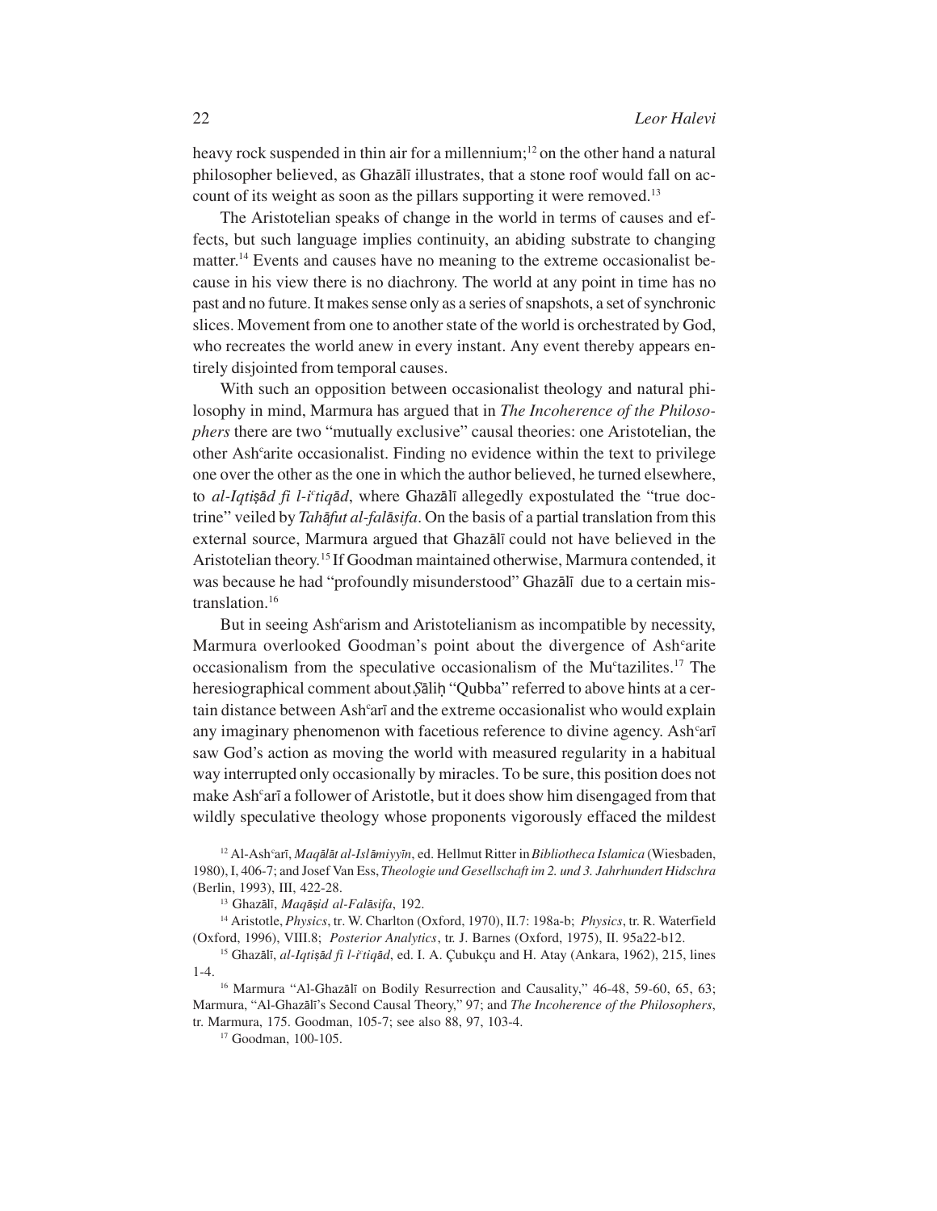heavy rock suspended in thin air for a millennium;[12] on the other hand a natural philosopher believed, as Ghazālī illustrates, that a stone roof would fall on account of its weight as soon as the pillars supporting it were removed.[13]

The Aristotelian speaks of change in the world in terms of causes and effects, but such language implies continuity, an abiding substrate to changing matter.[14] Events and causes have no meaning to the extreme occasionalist because in his view there is no diachrony. The world at any point in time has no past and no future. It makes sense only as a series of snapshots, a set of synchronic slices. Movement from one to another state of the world is orchestrated by God, who recreates the world anew in every instant. Any event thereby appears entirely disjointed from temporal causes.

With such an opposition between occasionalist theology and natural philosophy in mind, Marmura has argued that in *The Incoherence of the Philosophers* there are two "mutually exclusive" causal theories: one Aristotelian, the other Ashᶜarite occasionalist. Finding no evidence within the text to privilege one over the other as the one in which the author believed, he turned elsewhere, to *al-Iqtiṣād fi l-iᶜtiqād*, where Ghazālī allegedly expostulated the "true doctrine" veiled by *Tahāfut al-falāsifa*. On the basis of a partial translation from this external source, Marmura argued that Ghazālī could not have believed in the Aristotelian theory.[15] If Goodman maintained otherwise, Marmura contended, it was because he had "profoundly misunderstood" Ghazālī due to a certain mistranslation.[16]

But in seeing Ashᶜarism and Aristotelianism as incompatible by necessity, Marmura overlooked Goodman's point about the divergence of Ashᶜarite occasionalism from the speculative occasionalism of the Muᶜtazilites.[17] The heresiographical comment about Ṣāliḥ "Qubba" referred to above hints at a certain distance between Ashᶜarī and the extreme occasionalist who would explain any imaginary phenomenon with facetious reference to divine agency. Ashᶜarī saw God's action as moving the world with measured regularity in a habitual way interrupted only occasionally by miracles. To be sure, this position does not make Ashᶜarī a follower of Aristotle, but it does show him disengaged from that wildly speculative theology whose proponents vigorously effaced the mildest

[12] Al-Ashᶜarī, *Maqālāt al-Islāmiyyīn*, ed. Hellmut Ritter in *Bibliotheca Islamica* (Wiesbaden, 1980), I, 406-7; and Josef Van Ess, *Theologie und Gesellschaft im 2. und 3. Jahrhundert Hidschra* (Berlin, 1993), III, 422-28.

[13] Ghazālī, *Maqāṣid al-Falāsifa*, 192.

[14] Aristotle, *Physics*, tr. W. Charlton (Oxford, 1970), II.7: 198a-b; *Physics*, tr. R. Waterfield (Oxford, 1996), VIII.8; *Posterior Analytics*, tr. J. Barnes (Oxford, 1975), II. 95a22-b12.

[15] Ghazālī, *al-Iqtiṣād fi l-iᶜtiqād*, ed. I. A. Çubukçu and H. Atay (Ankara, 1962), 215, lines 1-4.

[16] Marmura "Al-Ghazālī on Bodily Resurrection and Causality," 46-48, 59-60, 65, 63; Marmura, "Al-Ghazālī's Second Causal Theory," 97; and *The Incoherence of the Philosophers*, tr. Marmura, 175. Goodman, 105-7; see also 88, 97, 103-4.

[17] Goodman, 100-105.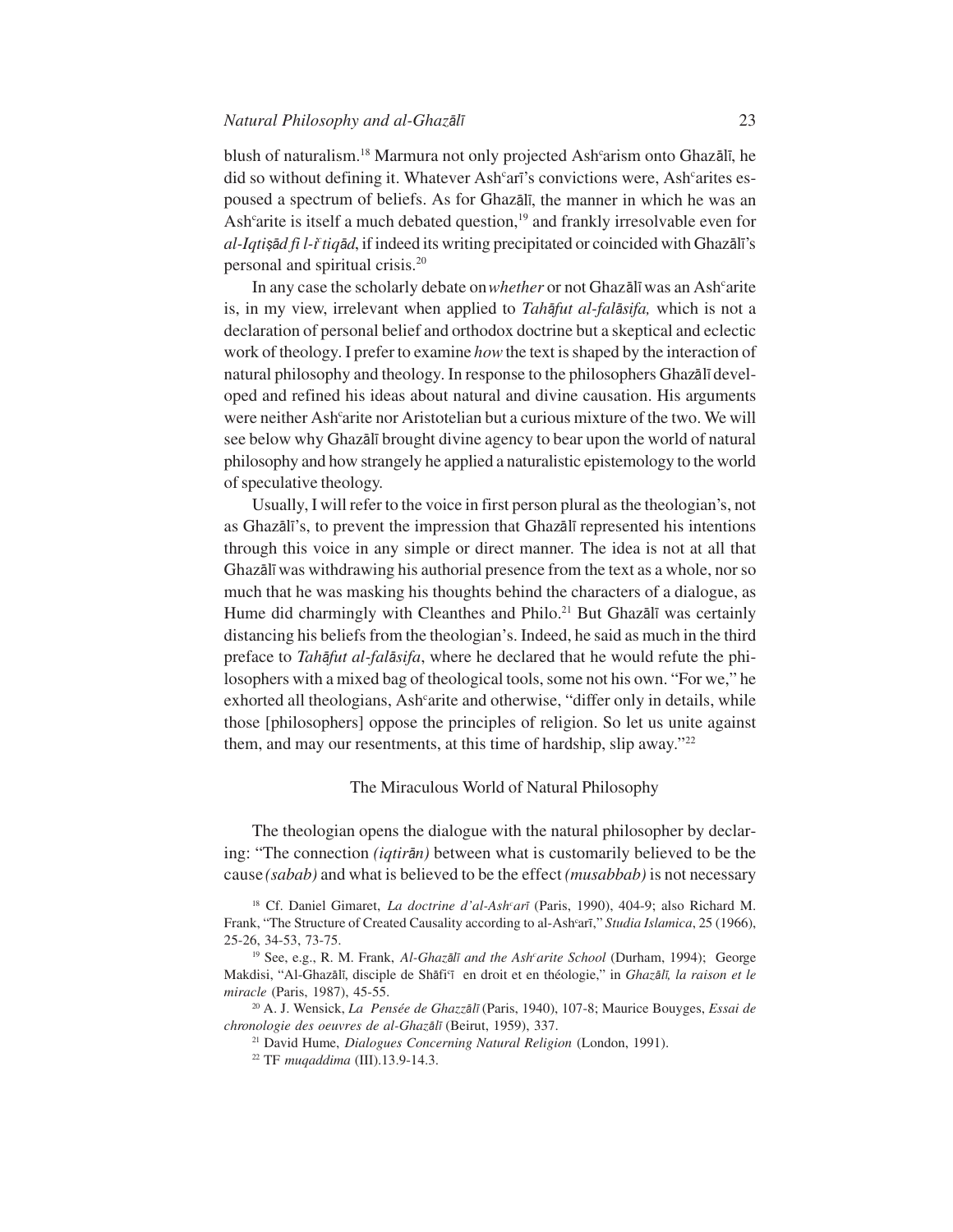blush of naturalism.[18] Marmura not only projected Ashʿarism onto Ghazālī, he did so without defining it. Whatever Ashʿarī's convictions were, Ashʿarites espoused a spectrum of beliefs. As for Ghazālī, the manner in which he was an Ashʿarite is itself a much debated question,[19] and frankly irresolvable even for *al-Iqtiṣād fī l-iʿtiqād*, if indeed its writing precipitated or coincided with Ghazālī's personal and spiritual crisis.[20]

In any case the scholarly debate on *whether* or not Ghazālī was an Ashʿarite is, in my view, irrelevant when applied to *Tahāfut al-falāsifa,* which is not a declaration of personal belief and orthodox doctrine but a skeptical and eclectic work of theology. I prefer to examine *how* the text is shaped by the interaction of natural philosophy and theology. In response to the philosophers Ghazālī developed and refined his ideas about natural and divine causation. His arguments were neither Ashʿarite nor Aristotelian but a curious mixture of the two. We will see below why Ghazālī brought divine agency to bear upon the world of natural philosophy and how strangely he applied a naturalistic epistemology to the world of speculative theology.

Usually, I will refer to the voice in first person plural as the theologian's, not as Ghazālī's, to prevent the impression that Ghazālī represented his intentions through this voice in any simple or direct manner. The idea is not at all that Ghazālī was withdrawing his authorial presence from the text as a whole, nor so much that he was masking his thoughts behind the characters of a dialogue, as Hume did charmingly with Cleanthes and Philo.[21] But Ghazālī was certainly distancing his beliefs from the theologian's. Indeed, he said as much in the third preface to *Tahāfut al-falāsifa*, where he declared that he would refute the philosophers with a mixed bag of theological tools, some not his own. "For we," he exhorted all theologians, Ashʿarite and otherwise, "differ only in details, while those [philosophers] oppose the principles of religion. So let us unite against them, and may our resentments, at this time of hardship, slip away."[22]

## The Miraculous World of Natural Philosophy

The theologian opens the dialogue with the natural philosopher by declaring: "The connection *(iqtirān)* between what is customarily believed to be the cause *(sabab)* and what is believed to be the effect *(musabbab)* is not necessary

---

[18] Cf. Daniel Gimaret, *La doctrine d'al-Ashʿarī* (Paris, 1990), 404-9; also Richard M. Frank, "The Structure of Created Causality according to al-Ashʿarī," *Studia Islamica*, 25 (1966), 25-26, 34-53, 73-75.

[19] See, e.g., R. M. Frank, *Al-Ghazālī and the Ashʿarite School* (Durham, 1994); George Makdisi, "Al-Ghazālī, disciple de Shāfiʿī en droit et en théologie," in *Ghazālī, la raison et le miracle* (Paris, 1987), 45-55.

[20] A. J. Wensick, *La Pensée de Ghazzālī* (Paris, 1940), 107-8; Maurice Bouyges, *Essai de chronologie des oeuvres de al-Ghazālī* (Beirut, 1959), 337.

[21] David Hume, *Dialogues Concerning Natural Religion* (London, 1991).

[22] TF *muqaddima* (III).13.9-14.3.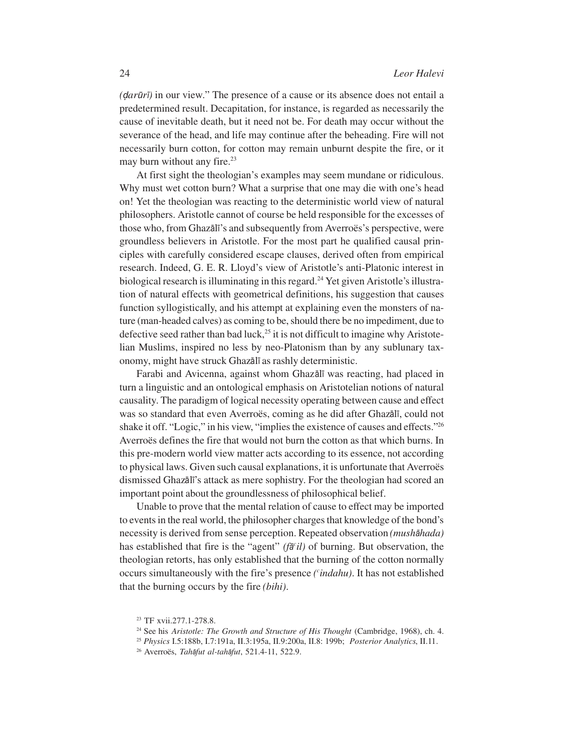*(ḍarūrī)* in our view." The presence of a cause or its absence does not entail a predetermined result. Decapitation, for instance, is regarded as necessarily the cause of inevitable death, but it need not be. For death may occur without the severance of the head, and life may continue after the beheading. Fire will not necessarily burn cotton, for cotton may remain unburnt despite the fire, or it may burn without any fire.[23]

At first sight the theologian's examples may seem mundane or ridiculous. Why must wet cotton burn? What a surprise that one may die with one's head on! Yet the theologian was reacting to the deterministic world view of natural philosophers. Aristotle cannot of course be held responsible for the excesses of those who, from Ghazālī's and subsequently from Averroës's perspective, were groundless believers in Aristotle. For the most part he qualified causal principles with carefully considered escape clauses, derived often from empirical research. Indeed, G. E. R. Lloyd's view of Aristotle's anti-Platonic interest in biological research is illuminating in this regard.[24] Yet given Aristotle's illustration of natural effects with geometrical definitions, his suggestion that causes function syllogistically, and his attempt at explaining even the monsters of nature (man-headed calves) as coming to be, should there be no impediment, due to defective seed rather than bad luck,[25] it is not difficult to imagine why Aristotelian Muslims, inspired no less by neo-Platonism than by any sublunary taxonomy, might have struck Ghazālī as rashly deterministic.

Farabi and Avicenna, against whom Ghazālī was reacting, had placed in turn a linguistic and an ontological emphasis on Aristotelian notions of natural causality. The paradigm of logical necessity operating between cause and effect was so standard that even Averroës, coming as he did after Ghazālī, could not shake it off. "Logic," in his view, "implies the existence of causes and effects."[26] Averroës defines the fire that would not burn the cotton as that which burns. In this pre-modern world view matter acts according to its essence, not according to physical laws. Given such causal explanations, it is unfortunate that Averroës dismissed Ghazālī's attack as mere sophistry. For the theologian had scored an important point about the groundlessness of philosophical belief.

Unable to prove that the mental relation of cause to effect may be imported to events in the real world, the philosopher charges that knowledge of the bond's necessity is derived from sense perception. Repeated observation *(mushāhada)* has established that fire is the "agent" *(fāʿil)* of burning. But observation, the theologian retorts, has only established that the burning of the cotton normally occurs simultaneously with the fire's presence *(ʿindahu)*. It has not established that the burning occurs by the fire *(bihi)*.

[23] TF xvii.277.1-278.8.

[24] See his *Aristotle: The Growth and Structure of His Thought* (Cambridge, 1968), ch. 4.

[25] *Physics* I.5:188b, I.7:191a, II.3:195a, II.9:200a, II.8: 199b; *Posterior Analytics*, II.11.

[26] Averroës, *Tahāfut al-tahāfut*, 521.4-11, 522.9.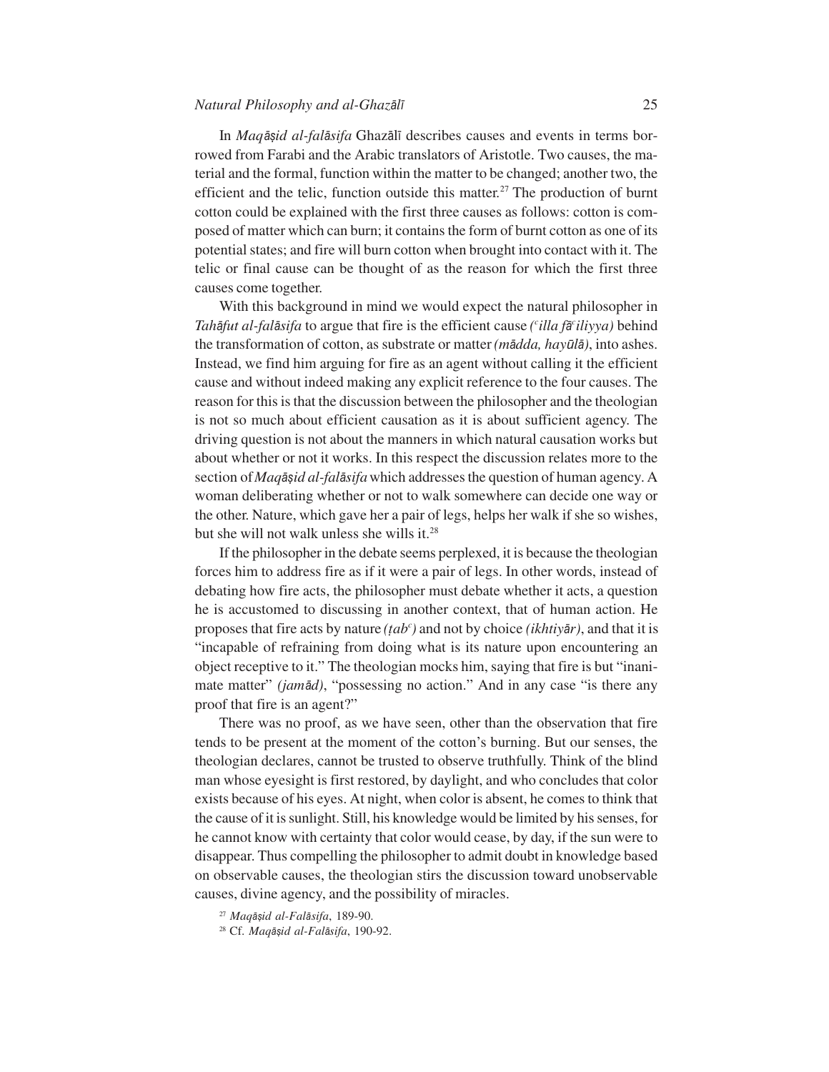In *Maqāṣid al-falāsifa* Ghazālī describes causes and events in terms borrowed from Farabi and the Arabic translators of Aristotle. Two causes, the material and the formal, function within the matter to be changed; another two, the efficient and the telic, function outside this matter.[27] The production of burnt cotton could be explained with the first three causes as follows: cotton is composed of matter which can burn; it contains the form of burnt cotton as one of its potential states; and fire will burn cotton when brought into contact with it. The telic or final cause can be thought of as the reason for which the first three causes come together.

With this background in mind we would expect the natural philosopher in *Tahāfut al-falāsifa* to argue that fire is the efficient cause *(ʿilla fāʿiliyya)* behind the transformation of cotton, as substrate or matter *(mādda, hayūlā)*, into ashes. Instead, we find him arguing for fire as an agent without calling it the efficient cause and without indeed making any explicit reference to the four causes. The reason for this is that the discussion between the philosopher and the theologian is not so much about efficient causation as it is about sufficient agency. The driving question is not about the manners in which natural causation works but about whether or not it works. In this respect the discussion relates more to the section of *Maqāṣid al-falāsifa* which addresses the question of human agency. A woman deliberating whether or not to walk somewhere can decide one way or the other. Nature, which gave her a pair of legs, helps her walk if she so wishes, but she will not walk unless she wills it.[28]

If the philosopher in the debate seems perplexed, it is because the theologian forces him to address fire as if it were a pair of legs. In other words, instead of debating how fire acts, the philosopher must debate whether it acts, a question he is accustomed to discussing in another context, that of human action. He proposes that fire acts by nature *(ṭabʿ)* and not by choice *(ikhtiyār)*, and that it is "incapable of refraining from doing what is its nature upon encountering an object receptive to it." The theologian mocks him, saying that fire is but "inanimate matter" *(jamād)*, "possessing no action." And in any case "is there any proof that fire is an agent?"

There was no proof, as we have seen, other than the observation that fire tends to be present at the moment of the cotton's burning. But our senses, the theologian declares, cannot be trusted to observe truthfully. Think of the blind man whose eyesight is first restored, by daylight, and who concludes that color exists because of his eyes. At night, when color is absent, he comes to think that the cause of it is sunlight. Still, his knowledge would be limited by his senses, for he cannot know with certainty that color would cease, by day, if the sun were to disappear. Thus compelling the philosopher to admit doubt in knowledge based on observable causes, the theologian stirs the discussion toward unobservable causes, divine agency, and the possibility of miracles.

[27] *Maqāṣid al-Falāsifa*, 189-90.

[28] Cf. *Maqāṣid al-Falāsifa*, 190-92.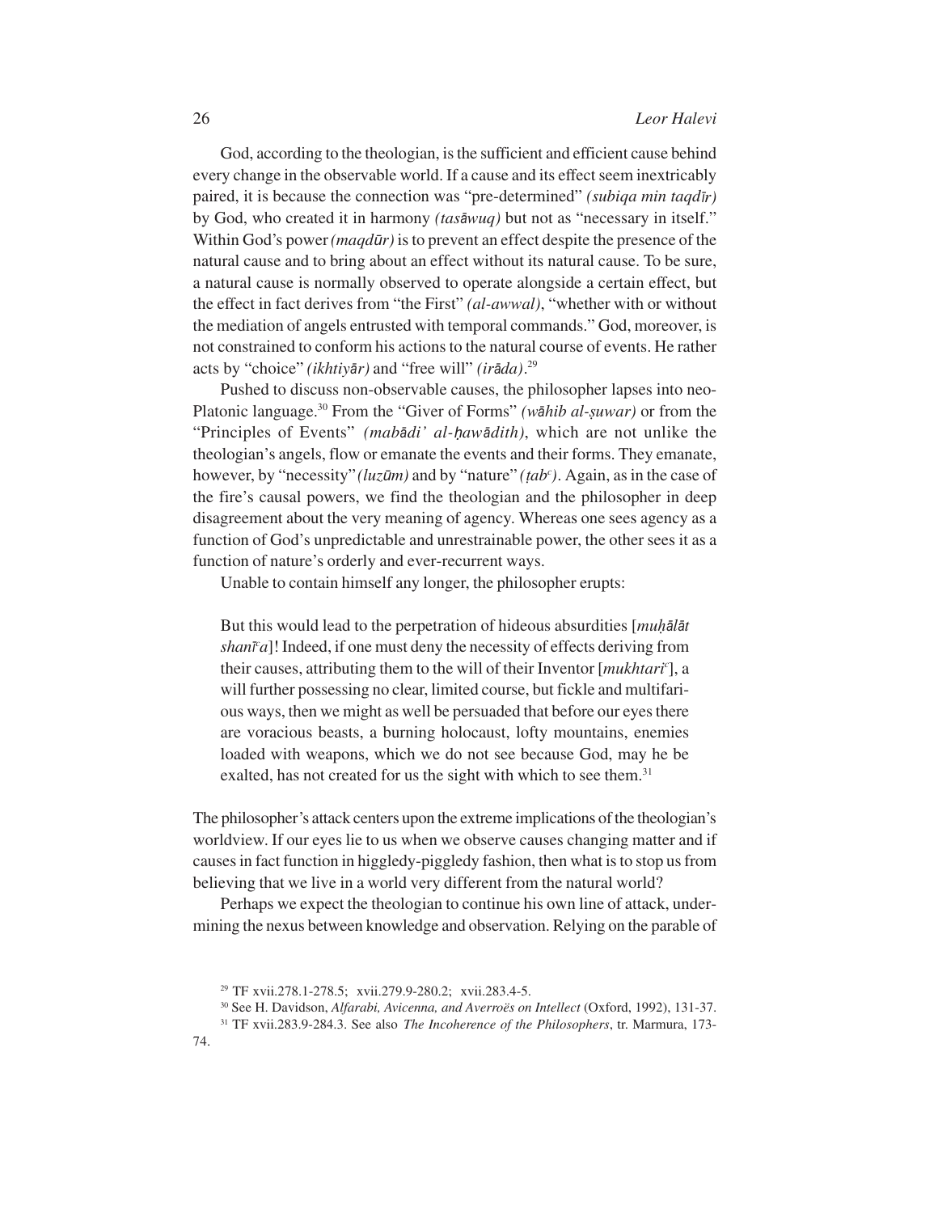God, according to the theologian, is the sufficient and efficient cause behind every change in the observable world. If a cause and its effect seem inextricably paired, it is because the connection was "pre-determined" *(subiqa min taqdīr)* by God, who created it in harmony *(tasāwuq)* but not as "necessary in itself." Within God's power *(maqdūr)* is to prevent an effect despite the presence of the natural cause and to bring about an effect without its natural cause. To be sure, a natural cause is normally observed to operate alongside a certain effect, but the effect in fact derives from "the First" *(al-awwal)*, "whether with or without the mediation of angels entrusted with temporal commands." God, moreover, is not constrained to conform his actions to the natural course of events. He rather acts by "choice" *(ikhtiyār)* and "free will" *(irāda)*.[29]

Pushed to discuss non-observable causes, the philosopher lapses into neo-Platonic language.[30] From the "Giver of Forms" *(wāhib al-ṣuwar)* or from the "Principles of Events" *(mabādi' al-ḥawādith)*, which are not unlike the theologian's angels, flow or emanate the events and their forms. They emanate, however, by "necessity" *(luzūm)* and by "nature" *(ṭabᶜ)*. Again, as in the case of the fire's causal powers, we find the theologian and the philosopher in deep disagreement about the very meaning of agency. Whereas one sees agency as a function of God's unpredictable and unrestrainable power, the other sees it as a function of nature's orderly and ever-recurrent ways.

Unable to contain himself any longer, the philosopher erupts:

> But this would lead to the perpetration of hideous absurdities [*muḥālāt shanīᶜa*]! Indeed, if one must deny the necessity of effects deriving from their causes, attributing them to the will of their Inventor [*mukhtariᶜ*], a will further possessing no clear, limited course, but fickle and multifarious ways, then we might as well be persuaded that before our eyes there are voracious beasts, a burning holocaust, lofty mountains, enemies loaded with weapons, which we do not see because God, may he be exalted, has not created for us the sight with which to see them.[31]

The philosopher's attack centers upon the extreme implications of the theologian's worldview. If our eyes lie to us when we observe causes changing matter and if causes in fact function in higgledy-piggledy fashion, then what is to stop us from believing that we live in a world very different from the natural world?

Perhaps we expect the theologian to continue his own line of attack, undermining the nexus between knowledge and observation. Relying on the parable of

---

[29] TF xvii.278.1-278.5; xvii.279.9-280.2; xvii.283.4-5.

[30] See H. Davidson, *Alfarabi, Avicenna, and Averroës on Intellect* (Oxford, 1992), 131-37.

[31] TF xvii.283.9-284.3. See also *The Incoherence of the Philosophers*, tr. Marmura, 173-74.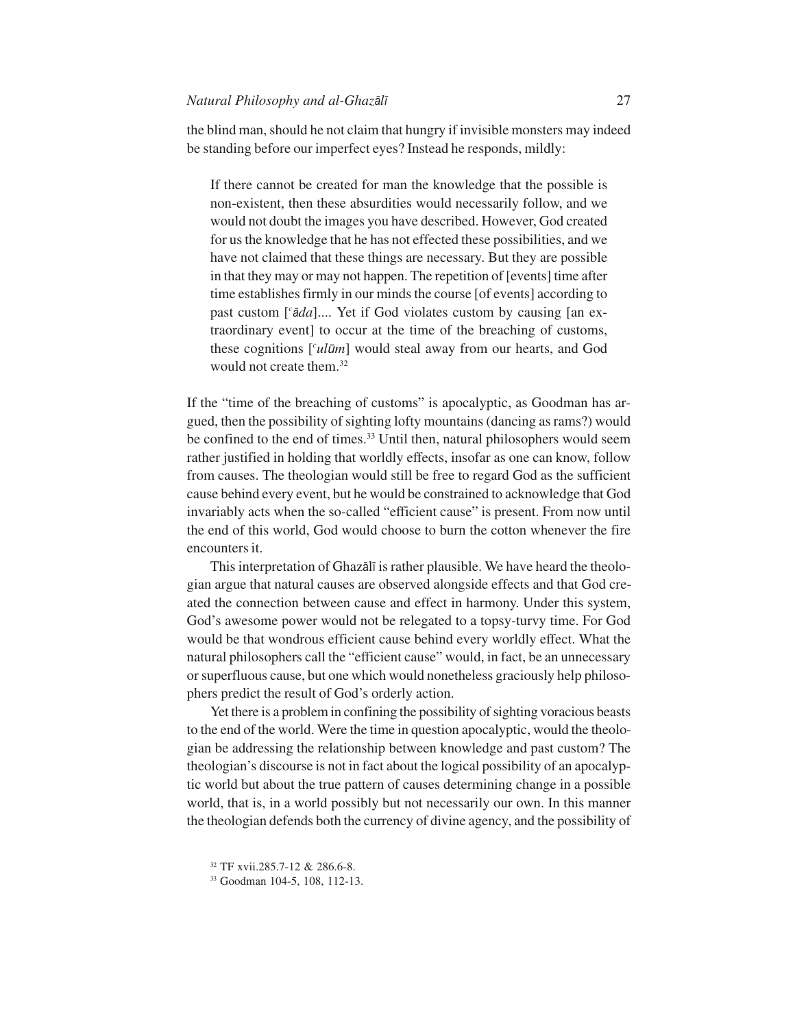the blind man, should he not claim that hungry if invisible monsters may indeed be standing before our imperfect eyes? Instead he responds, mildly:

> If there cannot be created for man the knowledge that the possible is non-existent, then these absurdities would necessarily follow, and we would not doubt the images you have described. However, God created for us the knowledge that he has not effected these possibilities, and we have not claimed that these things are necessary. But they are possible in that they may or may not happen. The repetition of [events] time after time establishes firmly in our minds the course [of events] according to past custom [*ʿāda*].... Yet if God violates custom by causing [an extraordinary event] to occur at the time of the breaching of customs, these cognitions [*ʿulūm*] would steal away from our hearts, and God would not create them.[32]

If the "time of the breaching of customs" is apocalyptic, as Goodman has argued, then the possibility of sighting lofty mountains (dancing as rams?) would be confined to the end of times.[33] Until then, natural philosophers would seem rather justified in holding that worldly effects, insofar as one can know, follow from causes. The theologian would still be free to regard God as the sufficient cause behind every event, but he would be constrained to acknowledge that God invariably acts when the so-called "efficient cause" is present. From now until the end of this world, God would choose to burn the cotton whenever the fire encounters it.

This interpretation of Ghazālī is rather plausible. We have heard the theologian argue that natural causes are observed alongside effects and that God created the connection between cause and effect in harmony. Under this system, God's awesome power would not be relegated to a topsy-turvy time. For God would be that wondrous efficient cause behind every worldly effect. What the natural philosophers call the "efficient cause" would, in fact, be an unnecessary or superfluous cause, but one which would nonetheless graciously help philosophers predict the result of God's orderly action.

Yet there is a problem in confining the possibility of sighting voracious beasts to the end of the world. Were the time in question apocalyptic, would the theologian be addressing the relationship between knowledge and past custom? The theologian's discourse is not in fact about the logical possibility of an apocalyptic world but about the true pattern of causes determining change in a possible world, that is, in a world possibly but not necessarily our own. In this manner the theologian defends both the currency of divine agency, and the possibility of

[32] TF xvii.285.7-12 & 286.6-8.

[33] Goodman 104-5, 108, 112-13.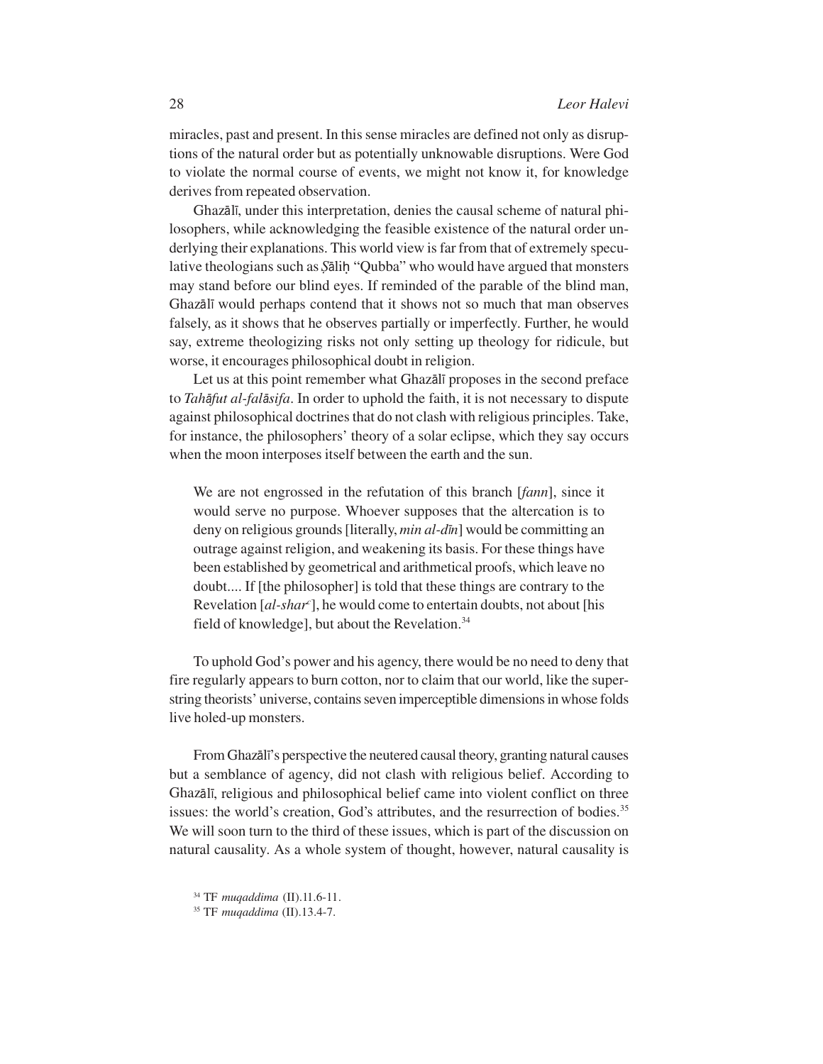miracles, past and present. In this sense miracles are defined not only as disruptions of the natural order but as potentially unknowable disruptions. Were God to violate the normal course of events, we might not know it, for knowledge derives from repeated observation.

Ghazālī, under this interpretation, denies the causal scheme of natural philosophers, while acknowledging the feasible existence of the natural order underlying their explanations. This world view is far from that of extremely speculative theologians such as Ṣāliḥ "Qubba" who would have argued that monsters may stand before our blind eyes. If reminded of the parable of the blind man, Ghazālī would perhaps contend that it shows not so much that man observes falsely, as it shows that he observes partially or imperfectly. Further, he would say, extreme theologizing risks not only setting up theology for ridicule, but worse, it encourages philosophical doubt in religion.

Let us at this point remember what Ghazālī proposes in the second preface to *Tahāfut al-falāsifa*. In order to uphold the faith, it is not necessary to dispute against philosophical doctrines that do not clash with religious principles. Take, for instance, the philosophers' theory of a solar eclipse, which they say occurs when the moon interposes itself between the earth and the sun.

> We are not engrossed in the refutation of this branch [*fann*], since it would serve no purpose. Whoever supposes that the altercation is to deny on religious grounds [literally, *min al-dīn*] would be committing an outrage against religion, and weakening its basis. For these things have been established by geometrical and arithmetical proofs, which leave no doubt.... If [the philosopher] is told that these things are contrary to the Revelation [*al-sharʿ*], he would come to entertain doubts, not about [his field of knowledge], but about the Revelation.[34]

To uphold God's power and his agency, there would be no need to deny that fire regularly appears to burn cotton, nor to claim that our world, like the superstring theorists' universe, contains seven imperceptible dimensions in whose folds live holed-up monsters.

From Ghazālī's perspective the neutered causal theory, granting natural causes but a semblance of agency, did not clash with religious belief. According to Ghazālī, religious and philosophical belief came into violent conflict on three issues: the world's creation, God's attributes, and the resurrection of bodies.[35] We will soon turn to the third of these issues, which is part of the discussion on natural causality. As a whole system of thought, however, natural causality is

[34] TF *muqaddima* (II).11.6-11.

[35] TF *muqaddima* (II).13.4-7.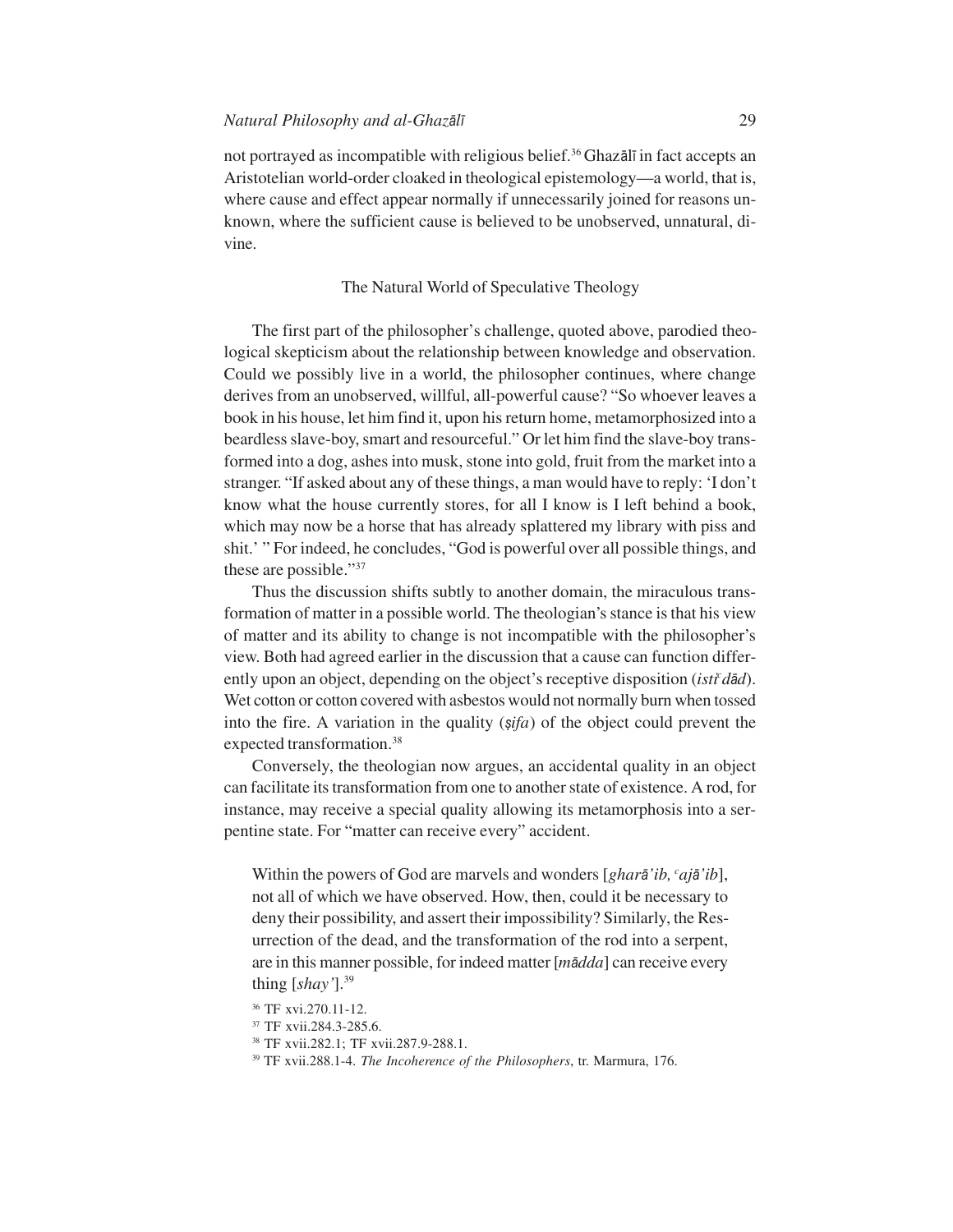not portrayed as incompatible with religious belief.[36] Ghazālī in fact accepts an Aristotelian world-order cloaked in theological epistemology—a world, that is, where cause and effect appear normally if unnecessarily joined for reasons unknown, where the sufficient cause is believed to be unobserved, unnatural, divine.

## The Natural World of Speculative Theology

The first part of the philosopher's challenge, quoted above, parodied theological skepticism about the relationship between knowledge and observation. Could we possibly live in a world, the philosopher continues, where change derives from an unobserved, willful, all-powerful cause? "So whoever leaves a book in his house, let him find it, upon his return home, metamorphosized into a beardless slave-boy, smart and resourceful." Or let him find the slave-boy transformed into a dog, ashes into musk, stone into gold, fruit from the market into a stranger. "If asked about any of these things, a man would have to reply: 'I don't know what the house currently stores, for all I know is I left behind a book, which may now be a horse that has already splattered my library with piss and shit.' " For indeed, he concludes, "God is powerful over all possible things, and these are possible."[37]

Thus the discussion shifts subtly to another domain, the miraculous transformation of matter in a possible world. The theologian's stance is that his view of matter and its ability to change is not incompatible with the philosopher's view. Both had agreed earlier in the discussion that a cause can function differently upon an object, depending on the object's receptive disposition (*istiʿdād*). Wet cotton or cotton covered with asbestos would not normally burn when tossed into the fire. A variation in the quality (*ṣifa*) of the object could prevent the expected transformation.[38]

Conversely, the theologian now argues, an accidental quality in an object can facilitate its transformation from one to another state of existence. A rod, for instance, may receive a special quality allowing its metamorphosis into a serpentine state. For "matter can receive every" accident.

> Within the powers of God are marvels and wonders [*gharā'ib, ʿajā'ib*], not all of which we have observed. How, then, could it be necessary to deny their possibility, and assert their impossibility? Similarly, the Resurrection of the dead, and the transformation of the rod into a serpent, are in this manner possible, for indeed matter [*mādda*] can receive every thing [*shay'*].[39]

[36] TF xvi.270.11-12.

[37] TF xvii.284.3-285.6.

[38] TF xvii.282.1; TF xvii.287.9-288.1.

[39] TF xvii.288.1-4. *The Incoherence of the Philosophers*, tr. Marmura, 176.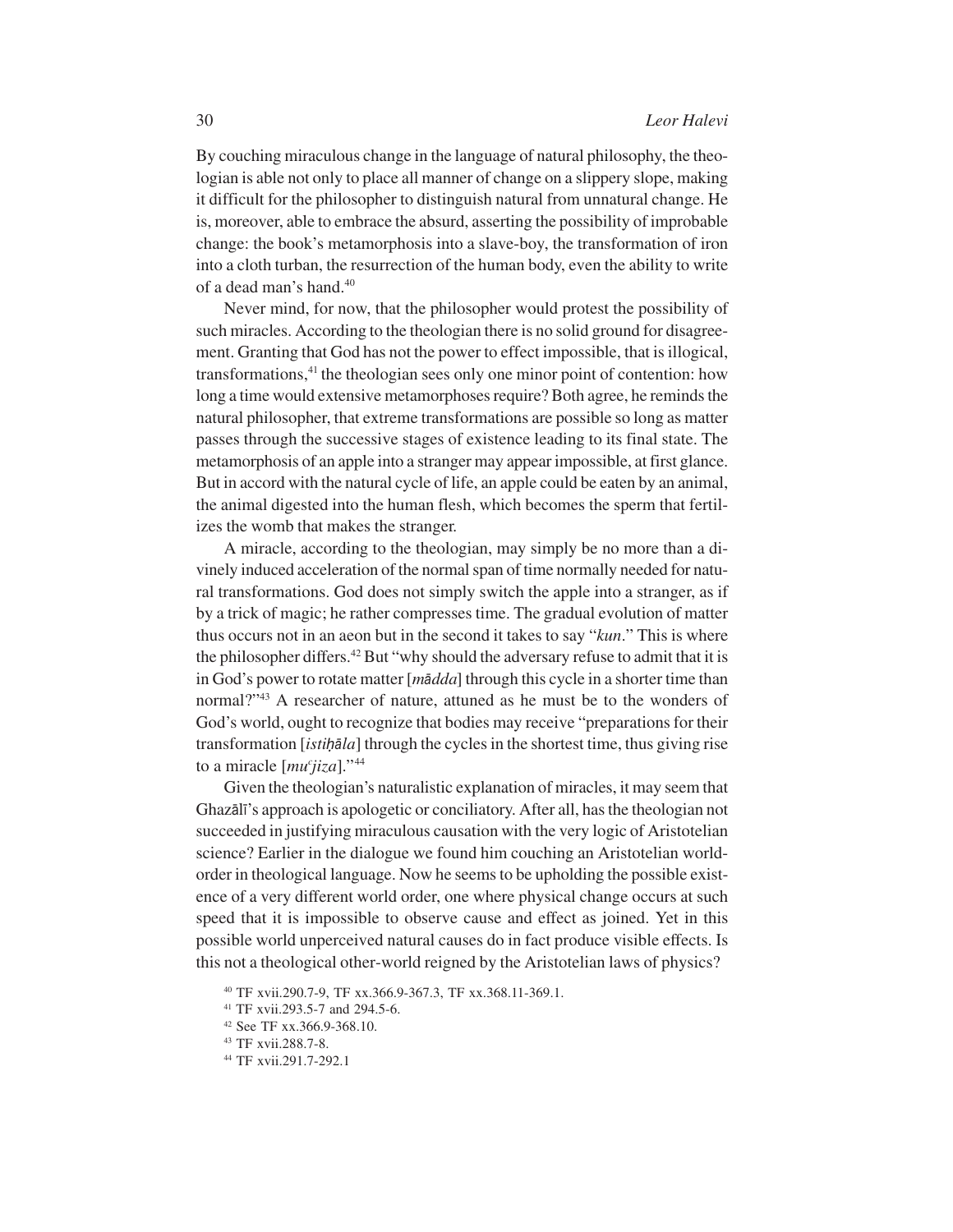By couching miraculous change in the language of natural philosophy, the theologian is able not only to place all manner of change on a slippery slope, making it difficult for the philosopher to distinguish natural from unnatural change. He is, moreover, able to embrace the absurd, asserting the possibility of improbable change: the book's metamorphosis into a slave-boy, the transformation of iron into a cloth turban, the resurrection of the human body, even the ability to write of a dead man's hand.[40]

Never mind, for now, that the philosopher would protest the possibility of such miracles. According to the theologian there is no solid ground for disagreement. Granting that God has not the power to effect impossible, that is illogical, transformations,[41] the theologian sees only one minor point of contention: how long a time would extensive metamorphoses require? Both agree, he reminds the natural philosopher, that extreme transformations are possible so long as matter passes through the successive stages of existence leading to its final state. The metamorphosis of an apple into a stranger may appear impossible, at first glance. But in accord with the natural cycle of life, an apple could be eaten by an animal, the animal digested into the human flesh, which becomes the sperm that fertilizes the womb that makes the stranger.

A miracle, according to the theologian, may simply be no more than a divinely induced acceleration of the normal span of time normally needed for natural transformations. God does not simply switch the apple into a stranger, as if by a trick of magic; he rather compresses time. The gradual evolution of matter thus occurs not in an aeon but in the second it takes to say "*kun*." This is where the philosopher differs.[42] But "why should the adversary refuse to admit that it is in God's power to rotate matter [*mādda*] through this cycle in a shorter time than normal?"[43] A researcher of nature, attuned as he must be to the wonders of God's world, ought to recognize that bodies may receive "preparations for their transformation [*istiḥāla*] through the cycles in the shortest time, thus giving rise to a miracle [*muʿjiza*]."[44]

Given the theologian's naturalistic explanation of miracles, it may seem that Ghazālī's approach is apologetic or conciliatory. After all, has the theologian not succeeded in justifying miraculous causation with the very logic of Aristotelian science? Earlier in the dialogue we found him couching an Aristotelian world-order in theological language. Now he seems to be upholding the possible existence of a very different world order, one where physical change occurs at such speed that it is impossible to observe cause and effect as joined. Yet in this possible world unperceived natural causes do in fact produce visible effects. Is this not a theological other-world reigned by the Aristotelian laws of physics?

[40] TF xvii.290.7-9, TF xx.366.9-367.3, TF xx.368.11-369.1.

[41] TF xvii.293.5-7 and 294.5-6.

[42] See TF xx.366.9-368.10.

[43] TF xvii.288.7-8.

[44] TF xvii.291.7-292.1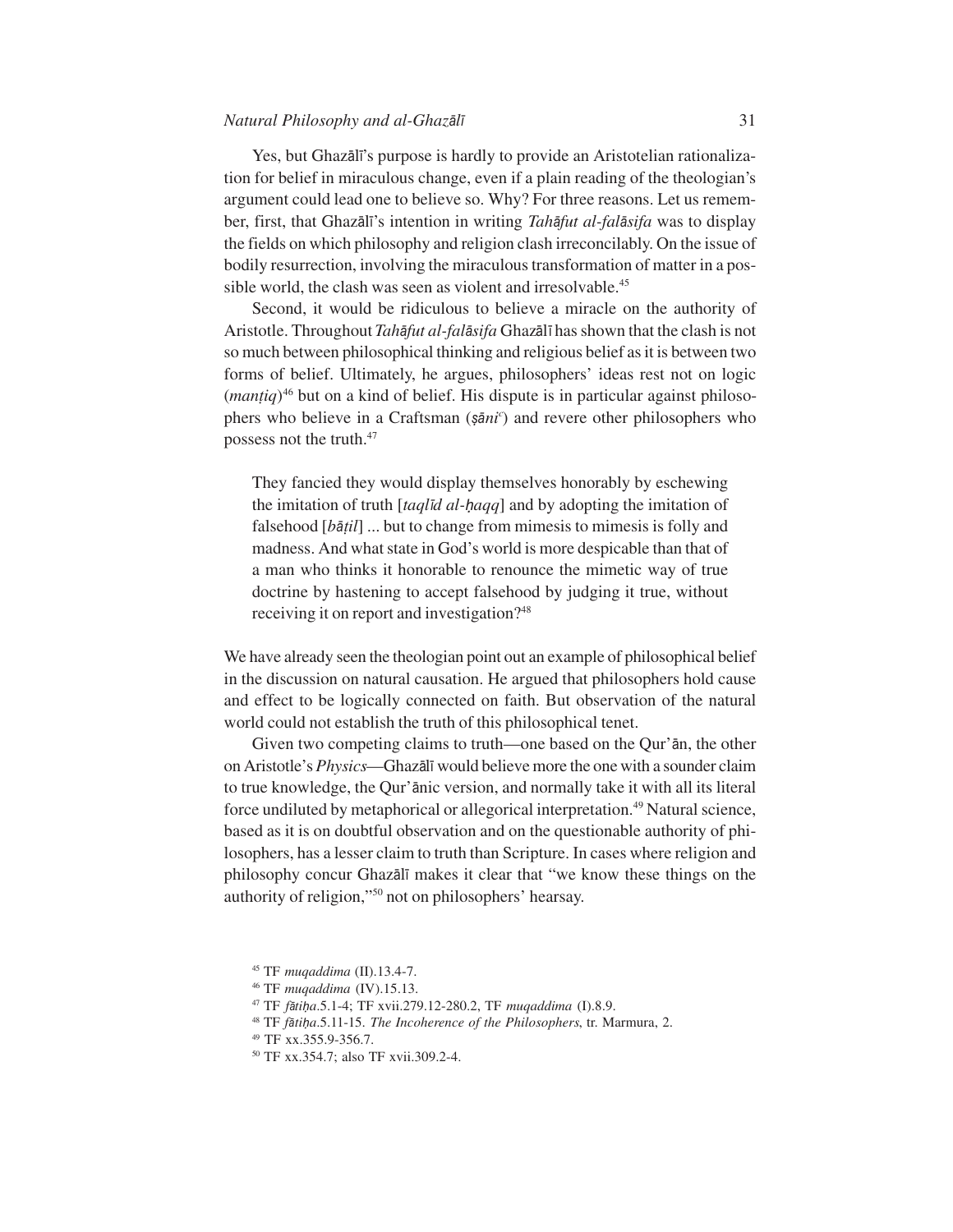Yes, but Ghazālī's purpose is hardly to provide an Aristotelian rationalization for belief in miraculous change, even if a plain reading of the theologian's argument could lead one to believe so. Why? For three reasons. Let us remember, first, that Ghazālī's intention in writing *Tahāfut al-falāsifa* was to display the fields on which philosophy and religion clash irreconcilably. On the issue of bodily resurrection, involving the miraculous transformation of matter in a possible world, the clash was seen as violent and irresolvable.[45]

Second, it would be ridiculous to believe a miracle on the authority of Aristotle. Throughout *Tahāfut al-falāsifa* Ghazālī has shown that the clash is not so much between philosophical thinking and religious belief as it is between two forms of belief. Ultimately, he argues, philosophers' ideas rest not on logic (*manṭiq*)[46] but on a kind of belief. His dispute is in particular against philosophers who believe in a Craftsman (*ṣāniʿ*) and revere other philosophers who possess not the truth.[47]

> They fancied they would display themselves honorably by eschewing the imitation of truth [*taqlīd al-ḥaqq*] and by adopting the imitation of falsehood [*bāṭil*] ... but to change from mimesis to mimesis is folly and madness. And what state in God's world is more despicable than that of a man who thinks it honorable to renounce the mimetic way of true doctrine by hastening to accept falsehood by judging it true, without receiving it on report and investigation?[48]

We have already seen the theologian point out an example of philosophical belief in the discussion on natural causation. He argued that philosophers hold cause and effect to be logically connected on faith. But observation of the natural world could not establish the truth of this philosophical tenet.

Given two competing claims to truth—one based on the Qur'ān, the other on Aristotle's *Physics*—Ghazālī would believe more the one with a sounder claim to true knowledge, the Qur'ānic version, and normally take it with all its literal force undiluted by metaphorical or allegorical interpretation.[49] Natural science, based as it is on doubtful observation and on the questionable authority of philosophers, has a lesser claim to truth than Scripture. In cases where religion and philosophy concur Ghazālī makes it clear that "we know these things on the authority of religion,"[50] not on philosophers' hearsay.

[45] TF *muqaddima* (II).13.4-7.

[46] TF *muqaddima* (IV).15.13.

[47] TF *fātiḥa*.5.1-4; TF xvii.279.12-280.2, TF *muqaddima* (I).8.9.

[48] TF *fātiḥa*.5.11-15. *The Incoherence of the Philosophers*, tr. Marmura, 2.

[49] TF xx.355.9-356.7.

[50] TF xx.354.7; also TF xvii.309.2-4.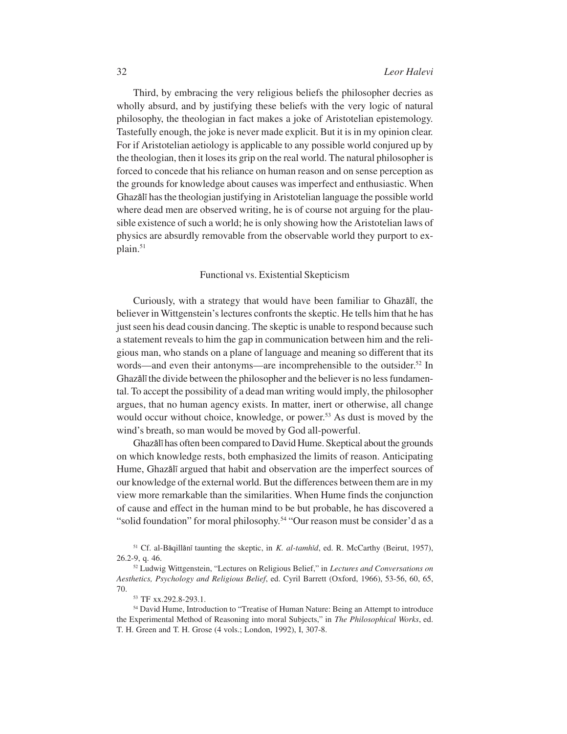Third, by embracing the very religious beliefs the philosopher decries as wholly absurd, and by justifying these beliefs with the very logic of natural philosophy, the theologian in fact makes a joke of Aristotelian epistemology. Tastefully enough, the joke is never made explicit. But it is in my opinion clear. For if Aristotelian aetiology is applicable to any possible world conjured up by the theologian, then it loses its grip on the real world. The natural philosopher is forced to concede that his reliance on human reason and on sense perception as the grounds for knowledge about causes was imperfect and enthusiastic. When Ghazālī has the theologian justifying in Aristotelian language the possible world where dead men are observed writing, he is of course not arguing for the plausible existence of such a world; he is only showing how the Aristotelian laws of physics are absurdly removable from the observable world they purport to explain.[51]

## Functional vs. Existential Skepticism

Curiously, with a strategy that would have been familiar to Ghazālī, the believer in Wittgenstein's lectures confronts the skeptic. He tells him that he has just seen his dead cousin dancing. The skeptic is unable to respond because such a statement reveals to him the gap in communication between him and the religious man, who stands on a plane of language and meaning so different that its words—and even their antonyms—are incomprehensible to the outsider.[52] In Ghazālī the divide between the philosopher and the believer is no less fundamental. To accept the possibility of a dead man writing would imply, the philosopher argues, that no human agency exists. In matter, inert or otherwise, all change would occur without choice, knowledge, or power.[53] As dust is moved by the wind's breath, so man would be moved by God all-powerful.

Ghazālī has often been compared to David Hume. Skeptical about the grounds on which knowledge rests, both emphasized the limits of reason. Anticipating Hume, Ghazālī argued that habit and observation are the imperfect sources of our knowledge of the external world. But the differences between them are in my view more remarkable than the similarities. When Hume finds the conjunction of cause and effect in the human mind to be but probable, he has discovered a "solid foundation" for moral philosophy.[54] "Our reason must be consider'd as a

[51] Cf. al-Bāqillānī taunting the skeptic, in *K. al-tamhīd*, ed. R. McCarthy (Beirut, 1957), 26.2-9, q. 46.

[52] Ludwig Wittgenstein, "Lectures on Religious Belief," in *Lectures and Conversations on Aesthetics, Psychology and Religious Belief*, ed. Cyril Barrett (Oxford, 1966), 53-56, 60, 65, 70.

[53] TF xx.292.8-293.1.

[54] David Hume, Introduction to "Treatise of Human Nature: Being an Attempt to introduce the Experimental Method of Reasoning into moral Subjects," in *The Philosophical Works*, ed. T. H. Green and T. H. Grose (4 vols.; London, 1992), I, 307-8.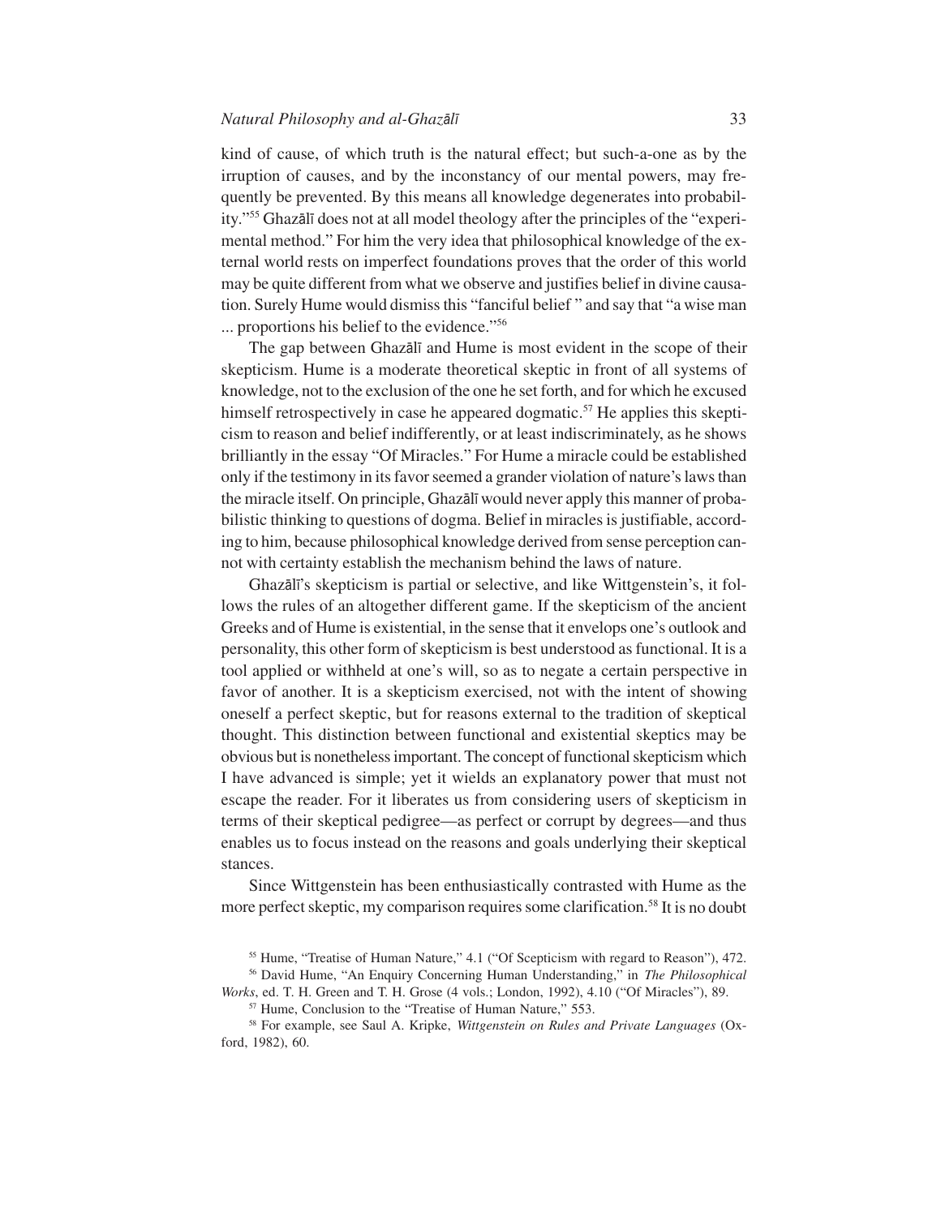kind of cause, of which truth is the natural effect; but such-a-one as by the irruption of causes, and by the inconstancy of our mental powers, may frequently be prevented. By this means all knowledge degenerates into probability."[55] Ghazālī does not at all model theology after the principles of the "experimental method." For him the very idea that philosophical knowledge of the external world rests on imperfect foundations proves that the order of this world may be quite different from what we observe and justifies belief in divine causation. Surely Hume would dismiss this "fanciful belief" and say that "a wise man ... proportions his belief to the evidence."[56]

The gap between Ghazālī and Hume is most evident in the scope of their skepticism. Hume is a moderate theoretical skeptic in front of all systems of knowledge, not to the exclusion of the one he set forth, and for which he excused himself retrospectively in case he appeared dogmatic.[57] He applies this skepticism to reason and belief indifferently, or at least indiscriminately, as he shows brilliantly in the essay "Of Miracles." For Hume a miracle could be established only if the testimony in its favor seemed a grander violation of nature's laws than the miracle itself. On principle, Ghazālī would never apply this manner of probabilistic thinking to questions of dogma. Belief in miracles is justifiable, according to him, because philosophical knowledge derived from sense perception cannot with certainty establish the mechanism behind the laws of nature.

Ghazālī's skepticism is partial or selective, and like Wittgenstein's, it follows the rules of an altogether different game. If the skepticism of the ancient Greeks and of Hume is existential, in the sense that it envelops one's outlook and personality, this other form of skepticism is best understood as functional. It is a tool applied or withheld at one's will, so as to negate a certain perspective in favor of another. It is a skepticism exercised, not with the intent of showing oneself a perfect skeptic, but for reasons external to the tradition of skeptical thought. This distinction between functional and existential skeptics may be obvious but is nonetheless important. The concept of functional skepticism which I have advanced is simple; yet it wields an explanatory power that must not escape the reader. For it liberates us from considering users of skepticism in terms of their skeptical pedigree—as perfect or corrupt by degrees—and thus enables us to focus instead on the reasons and goals underlying their skeptical stances.

Since Wittgenstein has been enthusiastically contrasted with Hume as the more perfect skeptic, my comparison requires some clarification.[58] It is no doubt

[55] Hume, "Treatise of Human Nature," 4.1 ("Of Scepticism with regard to Reason"), 472.

[56] David Hume, "An Enquiry Concerning Human Understanding," in *The Philosophical Works*, ed. T. H. Green and T. H. Grose (4 vols.; London, 1992), 4.10 ("Of Miracles"), 89.

[57] Hume, Conclusion to the "Treatise of Human Nature," 553.

[58] For example, see Saul A. Kripke, *Wittgenstein on Rules and Private Languages* (Oxford, 1982), 60.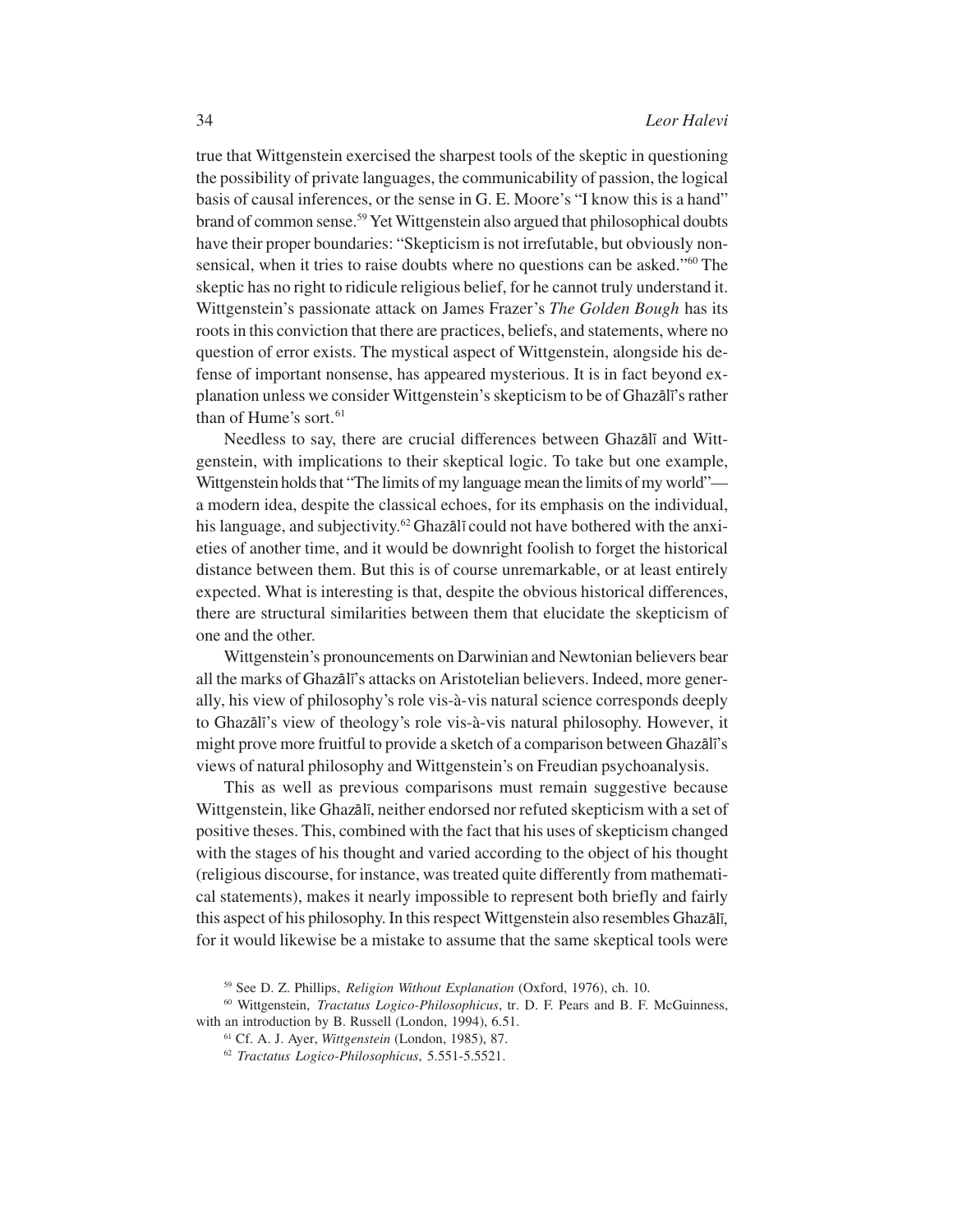true that Wittgenstein exercised the sharpest tools of the skeptic in questioning the possibility of private languages, the communicability of passion, the logical basis of causal inferences, or the sense in G. E. Moore's "I know this is a hand" brand of common sense.[59] Yet Wittgenstein also argued that philosophical doubts have their proper boundaries: "Skepticism is not irrefutable, but obviously nonsensical, when it tries to raise doubts where no questions can be asked."[60] The skeptic has no right to ridicule religious belief, for he cannot truly understand it. Wittgenstein's passionate attack on James Frazer's *The Golden Bough* has its roots in this conviction that there are practices, beliefs, and statements, where no question of error exists. The mystical aspect of Wittgenstein, alongside his defense of important nonsense, has appeared mysterious. It is in fact beyond explanation unless we consider Wittgenstein's skepticism to be of Ghazālī's rather than of Hume's sort.[61]

Needless to say, there are crucial differences between Ghazālī and Wittgenstein, with implications to their skeptical logic. To take but one example, Wittgenstein holds that "The limits of my language mean the limits of my world"—a modern idea, despite the classical echoes, for its emphasis on the individual, his language, and subjectivity.[62] Ghazālī could not have bothered with the anxieties of another time, and it would be downright foolish to forget the historical distance between them. But this is of course unremarkable, or at least entirely expected. What is interesting is that, despite the obvious historical differences, there are structural similarities between them that elucidate the skepticism of one and the other.

Wittgenstein's pronouncements on Darwinian and Newtonian believers bear all the marks of Ghazālī's attacks on Aristotelian believers. Indeed, more generally, his view of philosophy's role vis-à-vis natural science corresponds deeply to Ghazālī's view of theology's role vis-à-vis natural philosophy. However, it might prove more fruitful to provide a sketch of a comparison between Ghazālī's views of natural philosophy and Wittgenstein's on Freudian psychoanalysis.

This as well as previous comparisons must remain suggestive because Wittgenstein, like Ghazālī, neither endorsed nor refuted skepticism with a set of positive theses. This, combined with the fact that his uses of skepticism changed with the stages of his thought and varied according to the object of his thought (religious discourse, for instance, was treated quite differently from mathematical statements), makes it nearly impossible to represent both briefly and fairly this aspect of his philosophy. In this respect Wittgenstein also resembles Ghazālī, for it would likewise be a mistake to assume that the same skeptical tools were

[59] See D. Z. Phillips, *Religion Without Explanation* (Oxford, 1976), ch. 10.

[60] Wittgenstein, *Tractatus Logico-Philosophicus*, tr. D. F. Pears and B. F. McGuinness, with an introduction by B. Russell (London, 1994), 6.51.

[61] Cf. A. J. Ayer, *Wittgenstein* (London, 1985), 87.

[62] *Tractatus Logico-Philosophicus*, 5.551-5.5521.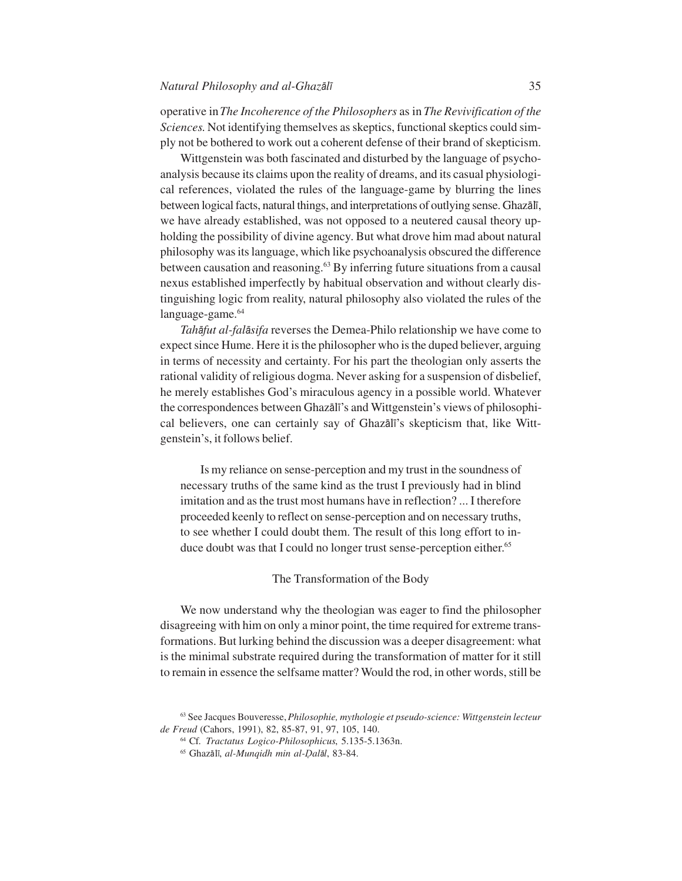operative in *The Incoherence of the Philosophers* as in *The Revivification of the Sciences*. Not identifying themselves as skeptics, functional skeptics could simply not be bothered to work out a coherent defense of their brand of skepticism.

Wittgenstein was both fascinated and disturbed by the language of psychoanalysis because its claims upon the reality of dreams, and its casual physiological references, violated the rules of the language-game by blurring the lines between logical facts, natural things, and interpretations of outlying sense. Ghazālī, we have already established, was not opposed to a neutered causal theory upholding the possibility of divine agency. But what drove him mad about natural philosophy was its language, which like psychoanalysis obscured the difference between causation and reasoning.[63] By inferring future situations from a causal nexus established imperfectly by habitual observation and without clearly distinguishing logic from reality, natural philosophy also violated the rules of the language-game.[64]

*Tahāfut al-falāsifa* reverses the Demea-Philo relationship we have come to expect since Hume. Here it is the philosopher who is the duped believer, arguing in terms of necessity and certainty. For his part the theologian only asserts the rational validity of religious dogma. Never asking for a suspension of disbelief, he merely establishes God's miraculous agency in a possible world. Whatever the correspondences between Ghazālī's and Wittgenstein's views of philosophical believers, one can certainly say of Ghazālī's skepticism that, like Wittgenstein's, it follows belief.

> Is my reliance on sense-perception and my trust in the soundness of necessary truths of the same kind as the trust I previously had in blind imitation and as the trust most humans have in reflection? ... I therefore proceeded keenly to reflect on sense-perception and on necessary truths, to see whether I could doubt them. The result of this long effort to induce doubt was that I could no longer trust sense-perception either.[65]

## The Transformation of the Body

We now understand why the theologian was eager to find the philosopher disagreeing with him on only a minor point, the time required for extreme transformations. But lurking behind the discussion was a deeper disagreement: what is the minimal substrate required during the transformation of matter for it still to remain in essence the selfsame matter? Would the rod, in other words, still be

[63] See Jacques Bouveresse, *Philosophie, mythologie et pseudo-science: Wittgenstein lecteur de Freud* (Cahors, 1991), 82, 85-87, 91, 97, 105, 140.

[64] Cf. *Tractatus Logico-Philosophicus*, 5.135-5.1363n.

[65] Ghazālī, *al-Munqidh min al-Ḍalāl*, 83-84.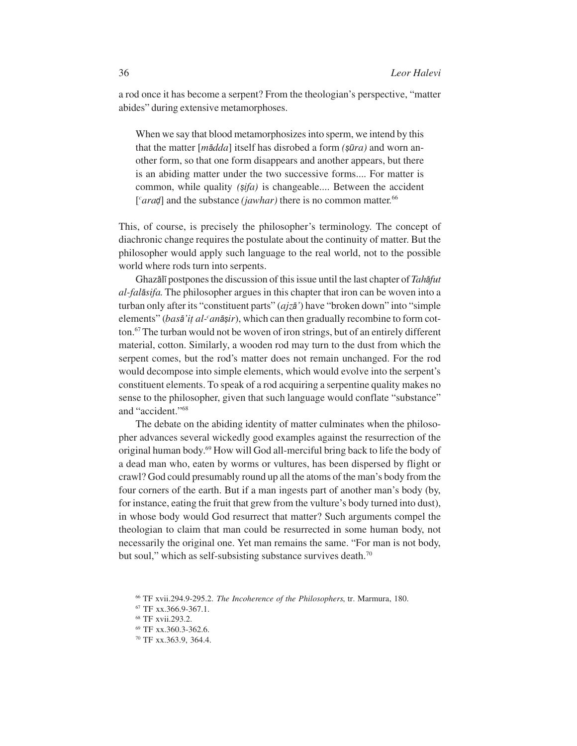a rod once it has become a serpent? From the theologian's perspective, "matter abides" during extensive metamorphoses.

> When we say that blood metamorphosizes into sperm, we intend by this that the matter [*mādda*] itself has disrobed a form *(ṣūra)* and worn another form, so that one form disappears and another appears, but there is an abiding matter under the two successive forms.... For matter is common, while quality *(ṣifa)* is changeable.... Between the accident [*ʿaraḍ*] and the substance *(jawhar)* there is no common matter.[66]

This, of course, is precisely the philosopher's terminology. The concept of diachronic change requires the postulate about the continuity of matter. But the philosopher would apply such language to the real world, not to the possible world where rods turn into serpents.

Ghazālī postpones the discussion of this issue until the last chapter of *Tahāfut al-falāsifa.* The philosopher argues in this chapter that iron can be woven into a turban only after its "constituent parts" (*ajzā'*) have "broken down" into "simple elements" (*basā'iṭ al-ʿanāṣir*), which can then gradually recombine to form cotton.[67] The turban would not be woven of iron strings, but of an entirely different material, cotton. Similarly, a wooden rod may turn to the dust from which the serpent comes, but the rod's matter does not remain unchanged. For the rod would decompose into simple elements, which would evolve into the serpent's constituent elements. To speak of a rod acquiring a serpentine quality makes no sense to the philosopher, given that such language would conflate "substance" and "accident."[68]

The debate on the abiding identity of matter culminates when the philosopher advances several wickedly good examples against the resurrection of the original human body.[69] How will God all-merciful bring back to life the body of a dead man who, eaten by worms or vultures, has been dispersed by flight or crawl? God could presumably round up all the atoms of the man's body from the four corners of the earth. But if a man ingests part of another man's body (by, for instance, eating the fruit that grew from the vulture's body turned into dust), in whose body would God resurrect that matter? Such arguments compel the theologian to claim that man could be resurrected in some human body, not necessarily the original one. Yet man remains the same. "For man is not body, but soul," which as self-subsisting substance survives death.[70]

---

[66] TF xvii.294.9-295.2. *The Incoherence of the Philosophers*, tr. Marmura, 180.

[67] TF xx.366.9-367.1.

[68] TF xvii.293.2.

[69] TF xx.360.3-362.6.

[70] TF xx.363.9, 364.4.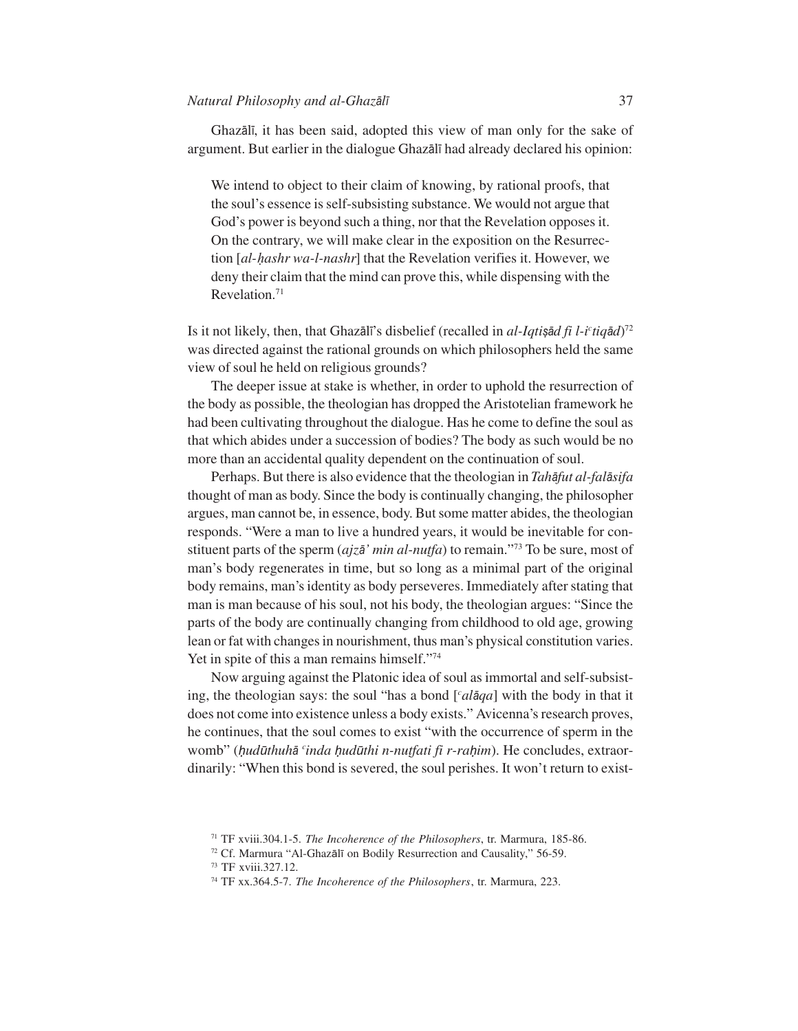Ghazālī, it has been said, adopted this view of man only for the sake of argument. But earlier in the dialogue Ghazālī had already declared his opinion:

> We intend to object to their claim of knowing, by rational proofs, that the soul's essence is self-subsisting substance. We would not argue that God's power is beyond such a thing, nor that the Revelation opposes it. On the contrary, we will make clear in the exposition on the Resurrection [*al-ḥashr wa-l-nashr*] that the Revelation verifies it. However, we deny their claim that the mind can prove this, while dispensing with the Revelation.[71]

Is it not likely, then, that Ghazālī's disbelief (recalled in *al-Iqtiṣād fī l-iʿtiqād*)[72] was directed against the rational grounds on which philosophers held the same view of soul he held on religious grounds?

The deeper issue at stake is whether, in order to uphold the resurrection of the body as possible, the theologian has dropped the Aristotelian framework he had been cultivating throughout the dialogue. Has he come to define the soul as that which abides under a succession of bodies? The body as such would be no more than an accidental quality dependent on the continuation of soul.

Perhaps. But there is also evidence that the theologian in *Tahāfut al-falāsifa* thought of man as body. Since the body is continually changing, the philosopher argues, man cannot be, in essence, body. But some matter abides, the theologian responds. "Were a man to live a hundred years, it would be inevitable for constituent parts of the sperm (*ajzāʾ min al-nuṭfa*) to remain."[73] To be sure, most of man's body regenerates in time, but so long as a minimal part of the original body remains, man's identity as body perseveres. Immediately after stating that man is man because of his soul, not his body, the theologian argues: "Since the parts of the body are continually changing from childhood to old age, growing lean or fat with changes in nourishment, thus man's physical constitution varies. Yet in spite of this a man remains himself."[74]

Now arguing against the Platonic idea of soul as immortal and self-subsisting, the theologian says: the soul "has a bond [*ʿalāqa*] with the body in that it does not come into existence unless a body exists." Avicenna's research proves, he continues, that the soul comes to exist "with the occurrence of sperm in the womb" (*ḥudūthuhā ʿinda ḥudūthi n-nuṭfati fī r-raḥim*). He concludes, extraordinarily: "When this bond is severed, the soul perishes. It won't return to exist-

---

[71] TF xviii.304.1-5. *The Incoherence of the Philosophers*, tr. Marmura, 185-86.

[72] Cf. Marmura "Al-Ghazālī on Bodily Resurrection and Causality," 56-59.

[73] TF xviii.327.12.

[74] TF xx.364.5-7. *The Incoherence of the Philosophers*, tr. Marmura, 223.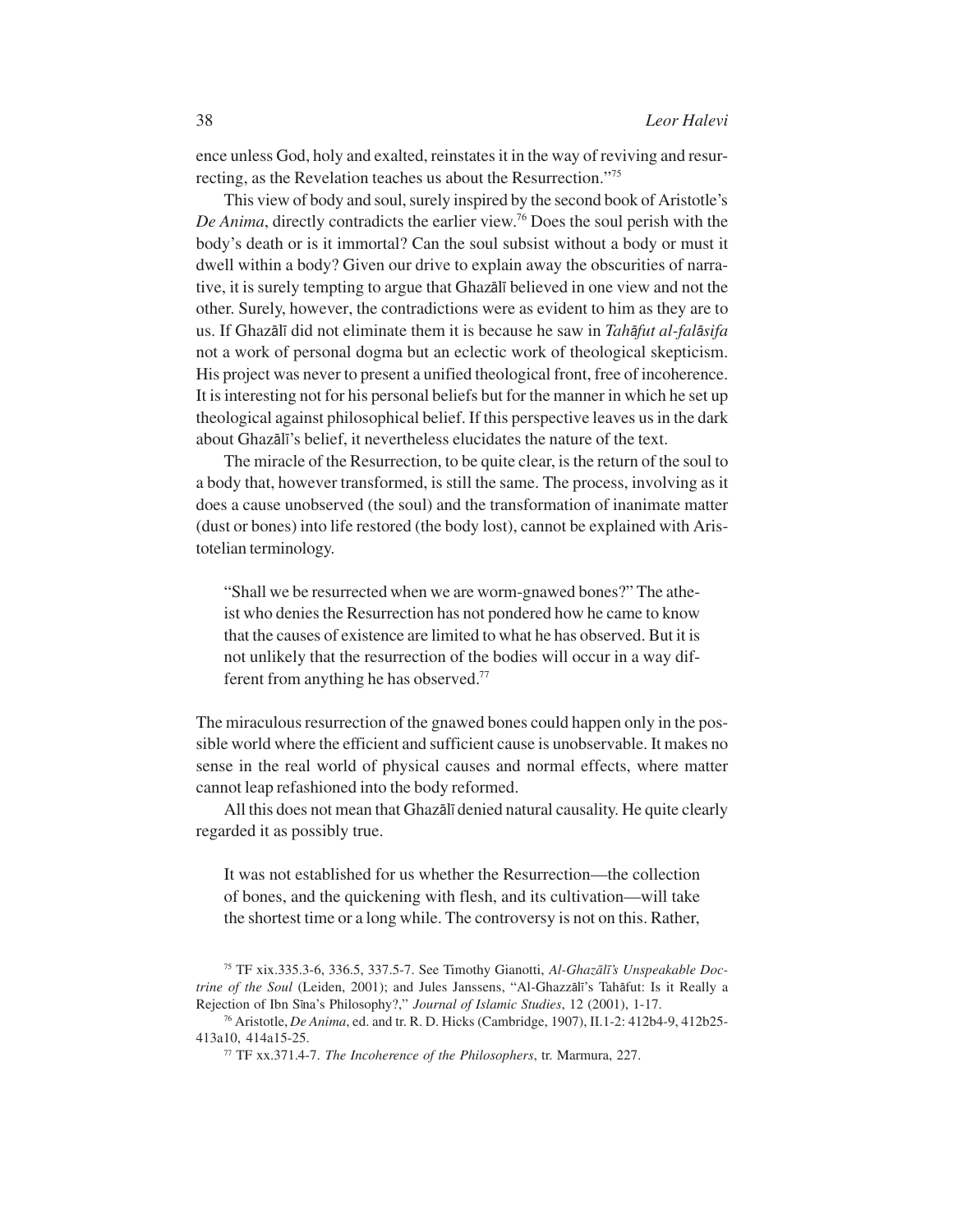ence unless God, holy and exalted, reinstates it in the way of reviving and resurrecting, as the Revelation teaches us about the Resurrection."[75]

This view of body and soul, surely inspired by the second book of Aristotle's *De Anima*, directly contradicts the earlier view.[76] Does the soul perish with the body's death or is it immortal? Can the soul subsist without a body or must it dwell within a body? Given our drive to explain away the obscurities of narrative, it is surely tempting to argue that Ghazālī believed in one view and not the other. Surely, however, the contradictions were as evident to him as they are to us. If Ghazālī did not eliminate them it is because he saw in *Tahāfut al-falāsifa* not a work of personal dogma but an eclectic work of theological skepticism. His project was never to present a unified theological front, free of incoherence. It is interesting not for his personal beliefs but for the manner in which he set up theological against philosophical belief. If this perspective leaves us in the dark about Ghazālī's belief, it nevertheless elucidates the nature of the text.

The miracle of the Resurrection, to be quite clear, is the return of the soul to a body that, however transformed, is still the same. The process, involving as it does a cause unobserved (the soul) and the transformation of inanimate matter (dust or bones) into life restored (the body lost), cannot be explained with Aristotelian terminology.

> "Shall we be resurrected when we are worm-gnawed bones?" The atheist who denies the Resurrection has not pondered how he came to know that the causes of existence are limited to what he has observed. But it is not unlikely that the resurrection of the bodies will occur in a way different from anything he has observed.[77]

The miraculous resurrection of the gnawed bones could happen only in the possible world where the efficient and sufficient cause is unobservable. It makes no sense in the real world of physical causes and normal effects, where matter cannot leap refashioned into the body reformed.

All this does not mean that Ghazālī denied natural causality. He quite clearly regarded it as possibly true.

> It was not established for us whether the Resurrection—the collection of bones, and the quickening with flesh, and its cultivation—will take the shortest time or a long while. The controversy is not on this. Rather,

[75] TF xix.335.3-6, 336.5, 337.5-7. See Timothy Gianotti, *Al-Ghazālī's Unspeakable Doctrine of the Soul* (Leiden, 2001); and Jules Janssens, "Al-Ghazzālī's Tahāfut: Is it Really a Rejection of Ibn Sīna's Philosophy?," *Journal of Islamic Studies*, 12 (2001), 1-17.

[76] Aristotle, *De Anima*, ed. and tr. R. D. Hicks (Cambridge, 1907), II.1-2: 412b4-9, 412b25-413a10, 414a15-25.

[77] TF xx.371.4-7. *The Incoherence of the Philosophers*, tr. Marmura, 227.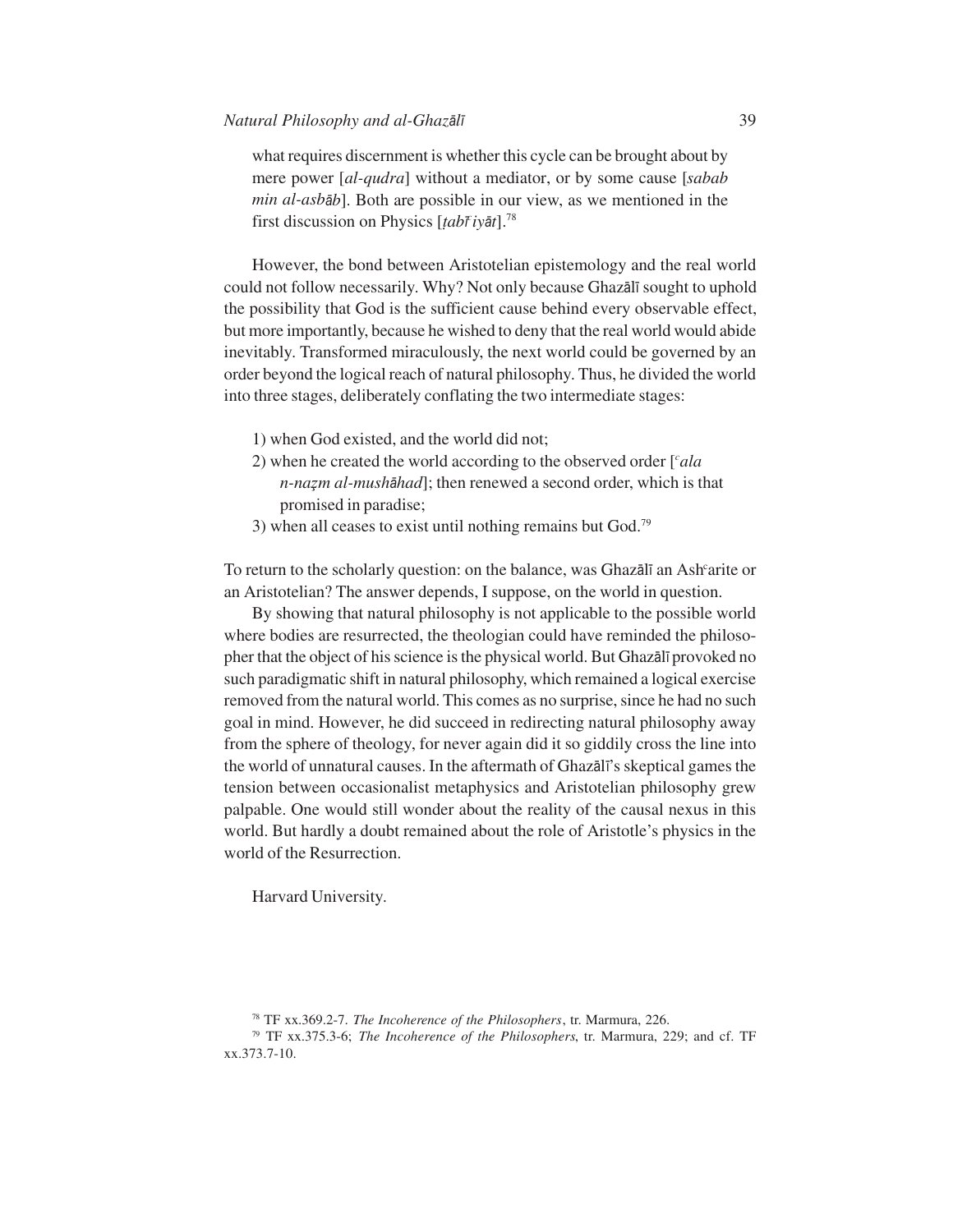what requires discernment is whether this cycle can be brought about by mere power [*al-qudra*] without a mediator, or by some cause [*sabab min al-asbāb*]. Both are possible in our view, as we mentioned in the first discussion on Physics [*ṭabīʿiyāt*].[78]

However, the bond between Aristotelian epistemology and the real world could not follow necessarily. Why? Not only because Ghazālī sought to uphold the possibility that God is the sufficient cause behind every observable effect, but more importantly, because he wished to deny that the real world would abide inevitably. Transformed miraculously, the next world could be governed by an order beyond the logical reach of natural philosophy. Thus, he divided the world into three stages, deliberately conflating the two intermediate stages:

1) when God existed, and the world did not;
2) when he created the world according to the observed order [*ʿala n-naẓm al-mushāhad*]; then renewed a second order, which is that promised in paradise;
3) when all ceases to exist until nothing remains but God.[79]

To return to the scholarly question: on the balance, was Ghazālī an Ashʿarite or an Aristotelian? The answer depends, I suppose, on the world in question.

By showing that natural philosophy is not applicable to the possible world where bodies are resurrected, the theologian could have reminded the philosopher that the object of his science is the physical world. But Ghazālī provoked no such paradigmatic shift in natural philosophy, which remained a logical exercise removed from the natural world. This comes as no surprise, since he had no such goal in mind. However, he did succeed in redirecting natural philosophy away from the sphere of theology, for never again did it so giddily cross the line into the world of unnatural causes. In the aftermath of Ghazālī's skeptical games the tension between occasionalist metaphysics and Aristotelian philosophy grew palpable. One would still wonder about the reality of the causal nexus in this world. But hardly a doubt remained about the role of Aristotle's physics in the world of the Resurrection.

Harvard University.

[78] TF xx.369.2-7. *The Incoherence of the Philosophers*, tr. Marmura, 226.

[79] TF xx.375.3-6; *The Incoherence of the Philosophers*, tr. Marmura, 229; and cf. TF xx.373.7-10.